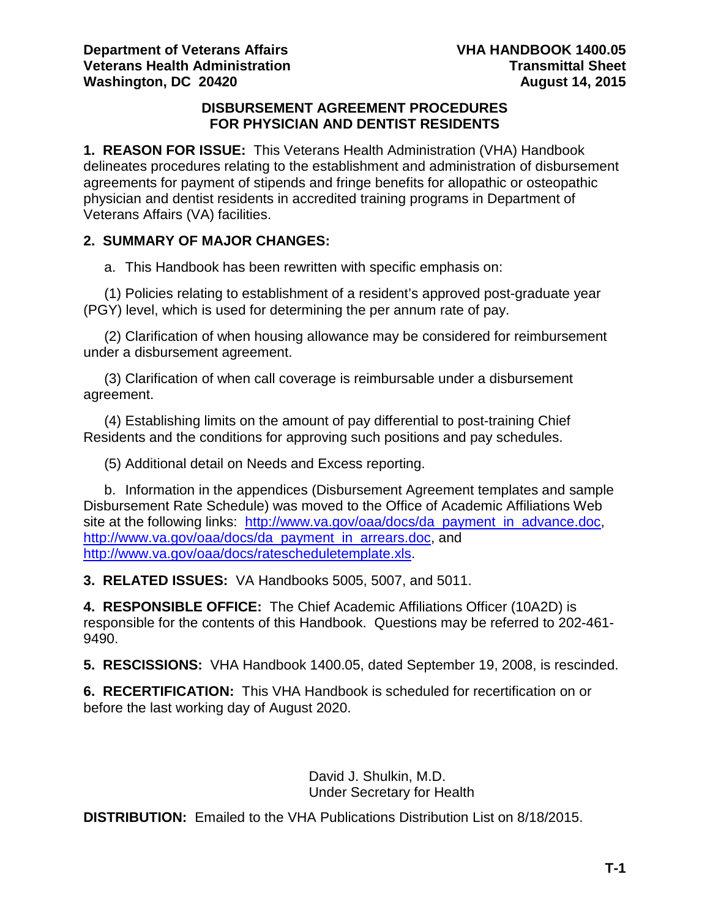**Department of Veterans Affairs** | **VHA HANDBOOK 1400.05**
**Veterans Health Administration** | **Transmittal Sheet**
**Washington, DC 20420** | **August 14, 2015**

**DISBURSEMENT AGREEMENT PROCEDURES**
**FOR PHYSICIAN AND DENTIST RESIDENTS**

**1. REASON FOR ISSUE:** This Veterans Health Administration (VHA) Handbook delineates procedures relating to the establishment and administration of disbursement agreements for payment of stipends and fringe benefits for allopathic or osteopathic physician and dentist residents in accredited training programs in Department of Veterans Affairs (VA) facilities.

**2. SUMMARY OF MAJOR CHANGES:**

a. This Handbook has been rewritten with specific emphasis on:

(1) Policies relating to establishment of a resident's approved post-graduate year (PGY) level, which is used for determining the per annum rate of pay.

(2) Clarification of when housing allowance may be considered for reimbursement under a disbursement agreement.

(3) Clarification of when call coverage is reimbursable under a disbursement agreement.

(4) Establishing limits on the amount of pay differential to post-training Chief Residents and the conditions for approving such positions and pay schedules.

(5) Additional detail on Needs and Excess reporting.

b. Information in the appendices (Disbursement Agreement templates and sample Disbursement Rate Schedule) was moved to the Office of Academic Affiliations Web site at the following links: http://www.va.gov/oaa/docs/da_payment_in_advance.doc, http://www.va.gov/oaa/docs/da_payment_in_arrears.doc, and http://www.va.gov/oaa/docs/rachscheduletemplate.xls.

**3. RELATED ISSUES:** VA Handbooks 5005, 5007, and 5011.

**4. RESPONSIBLE OFFICE:** The Chief Academic Affiliations Officer (10A2D) is responsible for the contents of this Handbook. Questions may be referred to 202-461-9490.

**5. RESCISSIONS:** VHA Handbook 1400.05, dated September 19, 2008, is rescinded.

**6. RECERTIFICATION:** This VHA Handbook is scheduled for recertification on or before the last working day of August 2020.

David J. Shulkin, M.D.
Under Secretary for Health

**DISTRIBUTION:** Emailed to the VHA Publications Distribution List on 8/18/2015.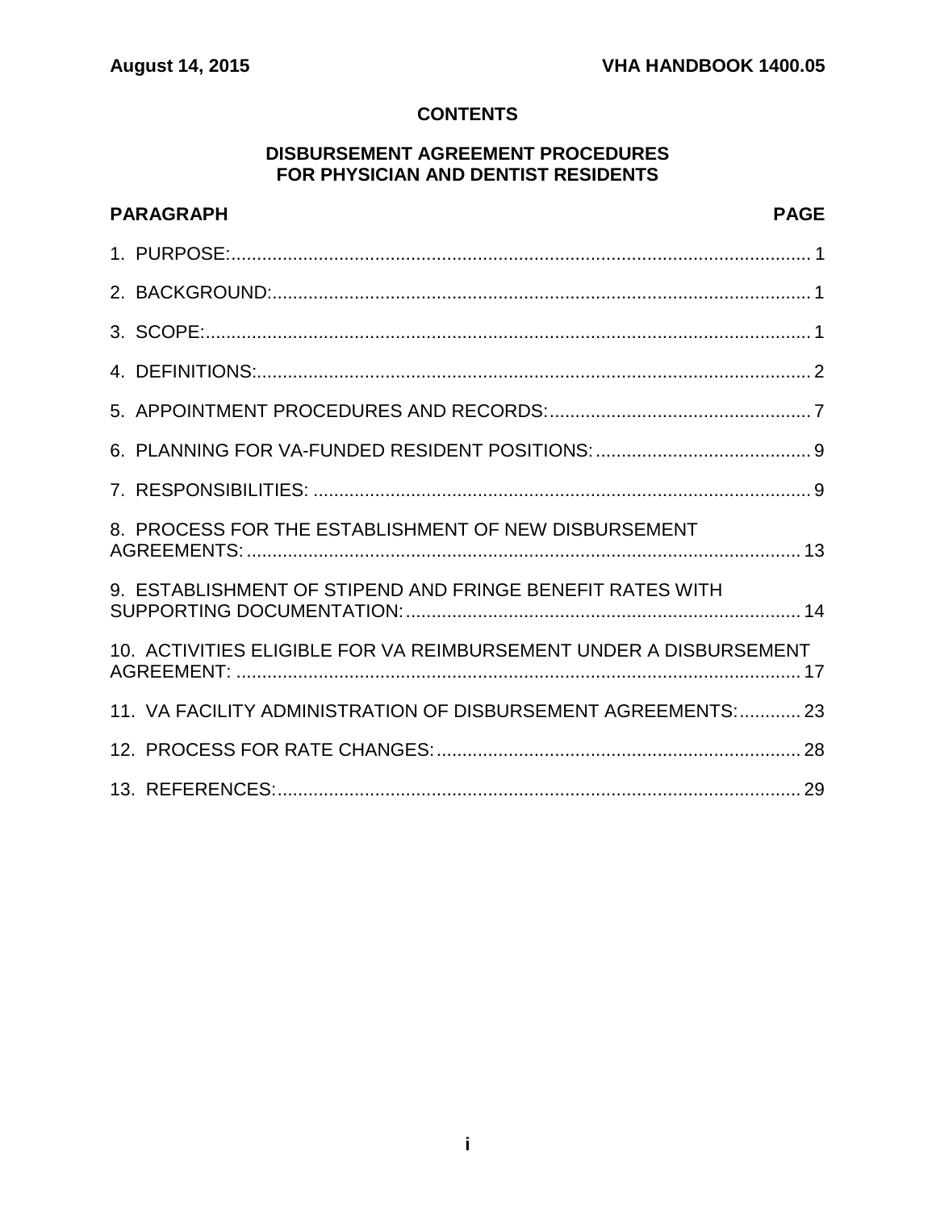## CONTENTS

## DISBURSEMENT AGREEMENT PROCEDURES FOR PHYSICIAN AND DENTIST RESIDENTS

| PARAGRAPH | PAGE |
|---|---|
| 1. PURPOSE: | 1 |
| 2. BACKGROUND: | 1 |
| 3. SCOPE: | 1 |
| 4. DEFINITIONS: | 2 |
| 5. APPOINTMENT PROCEDURES AND RECORDS: | 7 |
| 6. PLANNING FOR VA-FUNDED RESIDENT POSITIONS: | 9 |
| 7. RESPONSIBILITIES: | 9 |
| 8. PROCESS FOR THE ESTABLISHMENT OF NEW DISBURSEMENT AGREEMENTS: | 13 |
| 9. ESTABLISHMENT OF STIPEND AND FRINGE BENEFIT RATES WITH SUPPORTING DOCUMENTATION: | 14 |
| 10. ACTIVITIES ELIGIBLE FOR VA REIMBURSEMENT UNDER A DISBURSEMENT AGREEMENT: | 17 |
| 11. VA FACILITY ADMINISTRATION OF DISBURSEMENT AGREEMENTS: | 23 |
| 12. PROCESS FOR RATE CHANGES: | 28 |
| 13. REFERENCES: | 29 |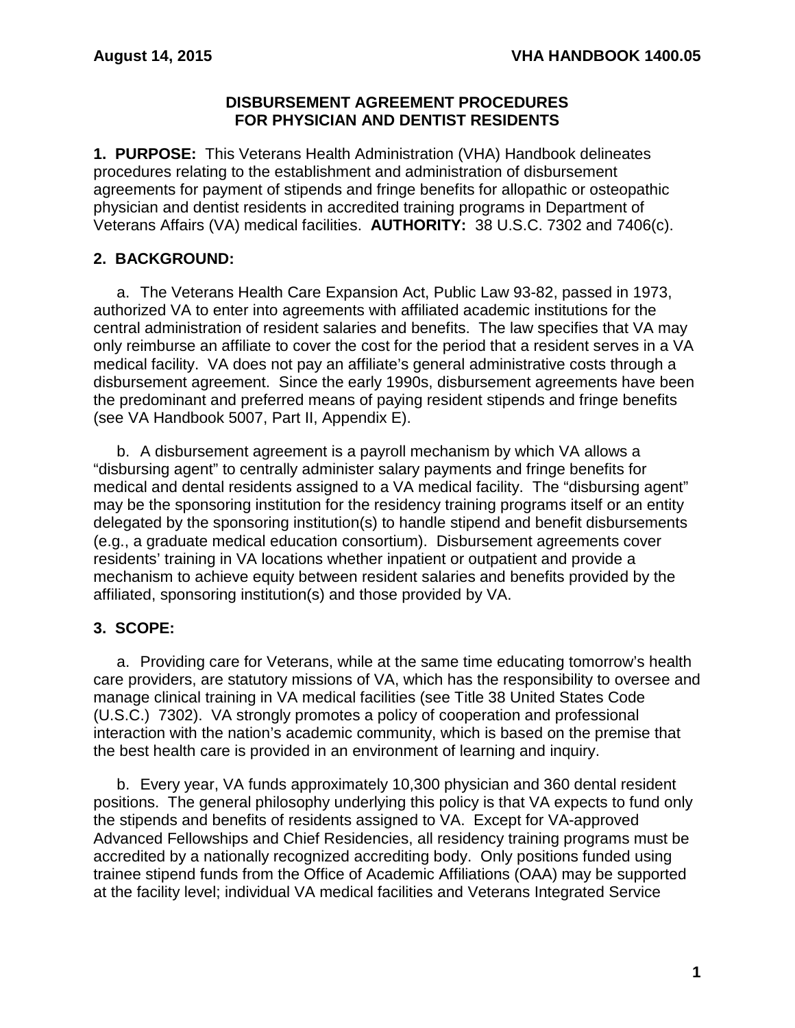# DISBURSEMENT AGREEMENT PROCEDURES FOR PHYSICIAN AND DENTIST RESIDENTS

**1. PURPOSE:** This Veterans Health Administration (VHA) Handbook delineates procedures relating to the establishment and administration of disbursement agreements for payment of stipends and fringe benefits for allopathic or osteopathic physician and dentist residents in accredited training programs in Department of Veterans Affairs (VA) medical facilities. **AUTHORITY:** 38 U.S.C. 7302 and 7406(c).

**2. BACKGROUND:**

a. The Veterans Health Care Expansion Act, Public Law 93-82, passed in 1973, authorized VA to enter into agreements with affiliated academic institutions for the central administration of resident salaries and benefits. The law specifies that VA may only reimburse an affiliate to cover the cost for the period that a resident serves in a VA medical facility. VA does not pay an affiliate's general administrative costs through a disbursement agreement. Since the early 1990s, disbursement agreements have been the predominant and preferred means of paying resident stipends and fringe benefits (see VA Handbook 5007, Part II, Appendix E).

b. A disbursement agreement is a payroll mechanism by which VA allows a "disbursing agent" to centrally administer salary payments and fringe benefits for medical and dental residents assigned to a VA medical facility. The "disbursing agent" may be the sponsoring institution for the residency training programs itself or an entity delegated by the sponsoring institution(s) to handle stipend and benefit disbursements (e.g., a graduate medical education consortium). Disbursement agreements cover residents' training in VA locations whether inpatient or outpatient and provide a mechanism to achieve equity between resident salaries and benefits provided by the affiliated, sponsoring institution(s) and those provided by VA.

**3. SCOPE:**

a. Providing care for Veterans, while at the same time educating tomorrow's health care providers, are statutory missions of VA, which has the responsibility to oversee and manage clinical training in VA medical facilities (see Title 38 United States Code (U.S.C.) 7302). VA strongly promotes a policy of cooperation and professional interaction with the nation's academic community, which is based on the premise that the best health care is provided in an environment of learning and inquiry.

b. Every year, VA funds approximately 10,300 physician and 360 dental resident positions. The general philosophy underlying this policy is that VA expects to fund only the stipends and benefits of residents assigned to VA. Except for VA-approved Advanced Fellowships and Chief Residencies, all residency training programs must be accredited by a nationally recognized accrediting body. Only positions funded using trainee stipend funds from the Office of Academic Affiliations (OAA) may be supported at the facility level; individual VA medical facilities and Veterans Integrated Service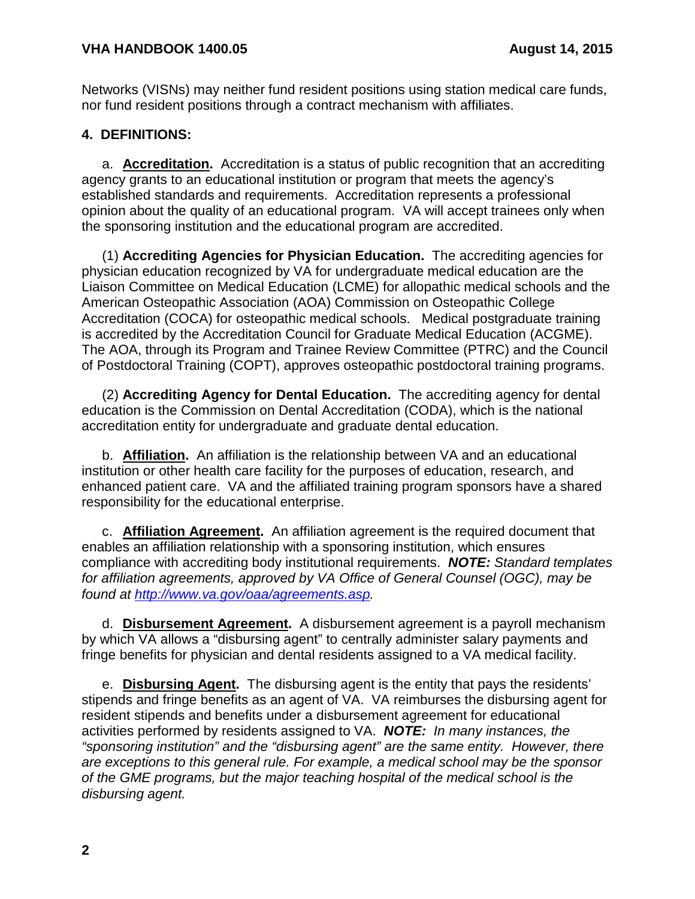Networks (VISNs) may neither fund resident positions using station medical care funds, nor fund resident positions through a contract mechanism with affiliates.

**4. DEFINITIONS:**

a. **Accreditation.** Accreditation is a status of public recognition that an accrediting agency grants to an educational institution or program that meets the agency's established standards and requirements. Accreditation represents a professional opinion about the quality of an educational program. VA will accept trainees only when the sponsoring institution and the educational program are accredited.

(1) **Accrediting Agencies for Physician Education.** The accrediting agencies for physician education recognized by VA for undergraduate medical education are the Liaison Committee on Medical Education (LCME) for allopathic medical schools and the American Osteopathic Association (AOA) Commission on Osteopathic College Accreditation (COCA) for osteopathic medical schools. Medical postgraduate training is accredited by the Accreditation Council for Graduate Medical Education (ACGME). The AOA, through its Program and Trainee Review Committee (PTRC) and the Council of Postdoctoral Training (COPT), approves osteopathic postdoctoral training programs.

(2) **Accrediting Agency for Dental Education.** The accrediting agency for dental education is the Commission on Dental Accreditation (CODA), which is the national accreditation entity for undergraduate and graduate dental education.

b. **Affiliation.** An affiliation is the relationship between VA and an educational institution or other health care facility for the purposes of education, research, and enhanced patient care. VA and the affiliated training program sponsors have a shared responsibility for the educational enterprise.

c. **Affiliation Agreement.** An affiliation agreement is the required document that enables an affiliation relationship with a sponsoring institution, which ensures compliance with accrediting body institutional requirements. ***NOTE:*** *Standard templates for affiliation agreements, approved by VA Office of General Counsel (OGC), may be found at [http://www.va.gov/oaa/agreements.asp](http://www.va.gov/oaa/agreements.asp).*

d. **Disbursement Agreement.** A disbursement agreement is a payroll mechanism by which VA allows a "disbursing agent" to centrally administer salary payments and fringe benefits for physician and dental residents assigned to a VA medical facility.

e. **Disbursing Agent.** The disbursing agent is the entity that pays the residents' stipends and fringe benefits as an agent of VA. VA reimburses the disbursing agent for resident stipends and benefits under a disbursement agreement for educational activities performed by residents assigned to VA. ***NOTE:*** *In many instances, the "sponsoring institution" and the "disbursing agent" are the same entity. However, there are exceptions to this general rule. For example, a medical school may be the sponsor of the GME programs, but the major teaching hospital of the medical school is the disbursing agent.*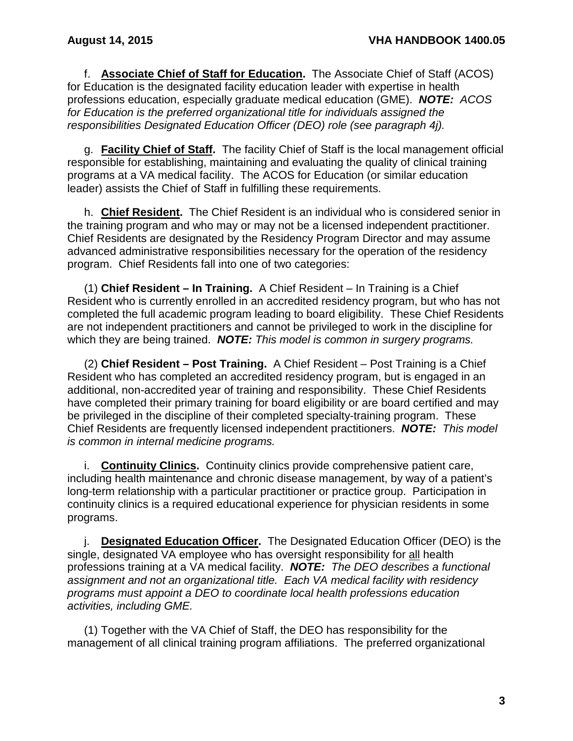f. **<u>Associate Chief of Staff for Education</u>.** The Associate Chief of Staff (ACOS) for Education is the designated facility education leader with expertise in health professions education, especially graduate medical education (GME). ***NOTE:*** *ACOS for Education is the preferred organizational title for individuals assigned the responsibilities Designated Education Officer (DEO) role (see paragraph 4j).*

g. **<u>Facility Chief of Staff</u>.** The facility Chief of Staff is the local management official responsible for establishing, maintaining and evaluating the quality of clinical training programs at a VA medical facility. The ACOS for Education (or similar education leader) assists the Chief of Staff in fulfilling these requirements.

h. **<u>Chief Resident</u>.** The Chief Resident is an individual who is considered senior in the training program and who may or may not be a licensed independent practitioner. Chief Residents are designated by the Residency Program Director and may assume advanced administrative responsibilities necessary for the operation of the residency program. Chief Residents fall into one of two categories:

(1) **Chief Resident – In Training.** A Chief Resident – In Training is a Chief Resident who is currently enrolled in an accredited residency program, but who has not completed the full academic program leading to board eligibility. These Chief Residents are not independent practitioners and cannot be privileged to work in the discipline for which they are being trained. ***NOTE:*** *This model is common in surgery programs.*

(2) **Chief Resident – Post Training.** A Chief Resident – Post Training is a Chief Resident who has completed an accredited residency program, but is engaged in an additional, non-accredited year of training and responsibility. These Chief Residents have completed their primary training for board eligibility or are board certified and may be privileged in the discipline of their completed specialty-training program. These Chief Residents are frequently licensed independent practitioners. ***NOTE:*** *This model is common in internal medicine programs.*

i. **<u>Continuity Clinics</u>.** Continuity clinics provide comprehensive patient care, including health maintenance and chronic disease management, by way of a patient's long-term relationship with a particular practitioner or practice group. Participation in continuity clinics is a required educational experience for physician residents in some programs.

j. **<u>Designated Education Officer</u>.** The Designated Education Officer (DEO) is the single, designated VA employee who has oversight responsibility for <u>all</u> health professions training at a VA medical facility. ***NOTE:*** *The DEO describes a functional assignment and not an organizational title. Each VA medical facility with residency programs must appoint a DEO to coordinate local health professions education activities, including GME.*

(1) Together with the VA Chief of Staff, the DEO has responsibility for the management of all clinical training program affiliations. The preferred organizational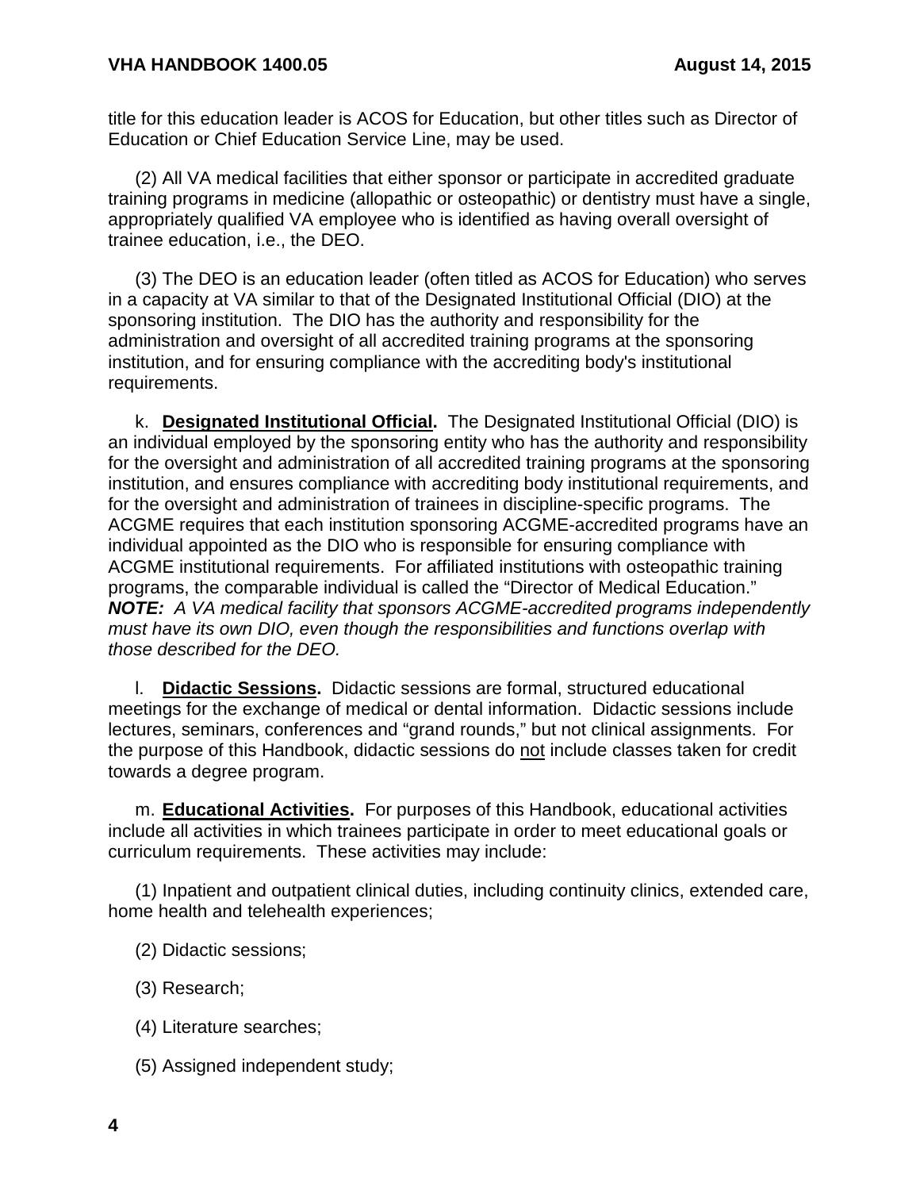title for this education leader is ACOS for Education, but other titles such as Director of Education or Chief Education Service Line, may be used.

(2) All VA medical facilities that either sponsor or participate in accredited graduate training programs in medicine (allopathic or osteopathic) or dentistry must have a single, appropriately qualified VA employee who is identified as having overall oversight of trainee education, i.e., the DEO.

(3) The DEO is an education leader (often titled as ACOS for Education) who serves in a capacity at VA similar to that of the Designated Institutional Official (DIO) at the sponsoring institution. The DIO has the authority and responsibility for the administration and oversight of all accredited training programs at the sponsoring institution, and for ensuring compliance with the accrediting body's institutional requirements.

k. **Designated Institutional Official.** The Designated Institutional Official (DIO) is an individual employed by the sponsoring entity who has the authority and responsibility for the oversight and administration of all accredited training programs at the sponsoring institution, and ensures compliance with accrediting body institutional requirements, and for the oversight and administration of trainees in discipline-specific programs. The ACGME requires that each institution sponsoring ACGME-accredited programs have an individual appointed as the DIO who is responsible for ensuring compliance with ACGME institutional requirements. For affiliated institutions with osteopathic training programs, the comparable individual is called the "Director of Medical Education." ***NOTE:*** *A VA medical facility that sponsors ACGME-accredited programs independently must have its own DIO, even though the responsibilities and functions overlap with those described for the DEO.*

l. **Didactic Sessions.** Didactic sessions are formal, structured educational meetings for the exchange of medical or dental information. Didactic sessions include lectures, seminars, conferences and "grand rounds," but not clinical assignments. For the purpose of this Handbook, didactic sessions do not include classes taken for credit towards a degree program.

m. **Educational Activities.** For purposes of this Handbook, educational activities include all activities in which trainees participate in order to meet educational goals or curriculum requirements. These activities may include:

(1) Inpatient and outpatient clinical duties, including continuity clinics, extended care, home health and telehealth experiences;

(2) Didactic sessions;

(3) Research;

(4) Literature searches;

(5) Assigned independent study;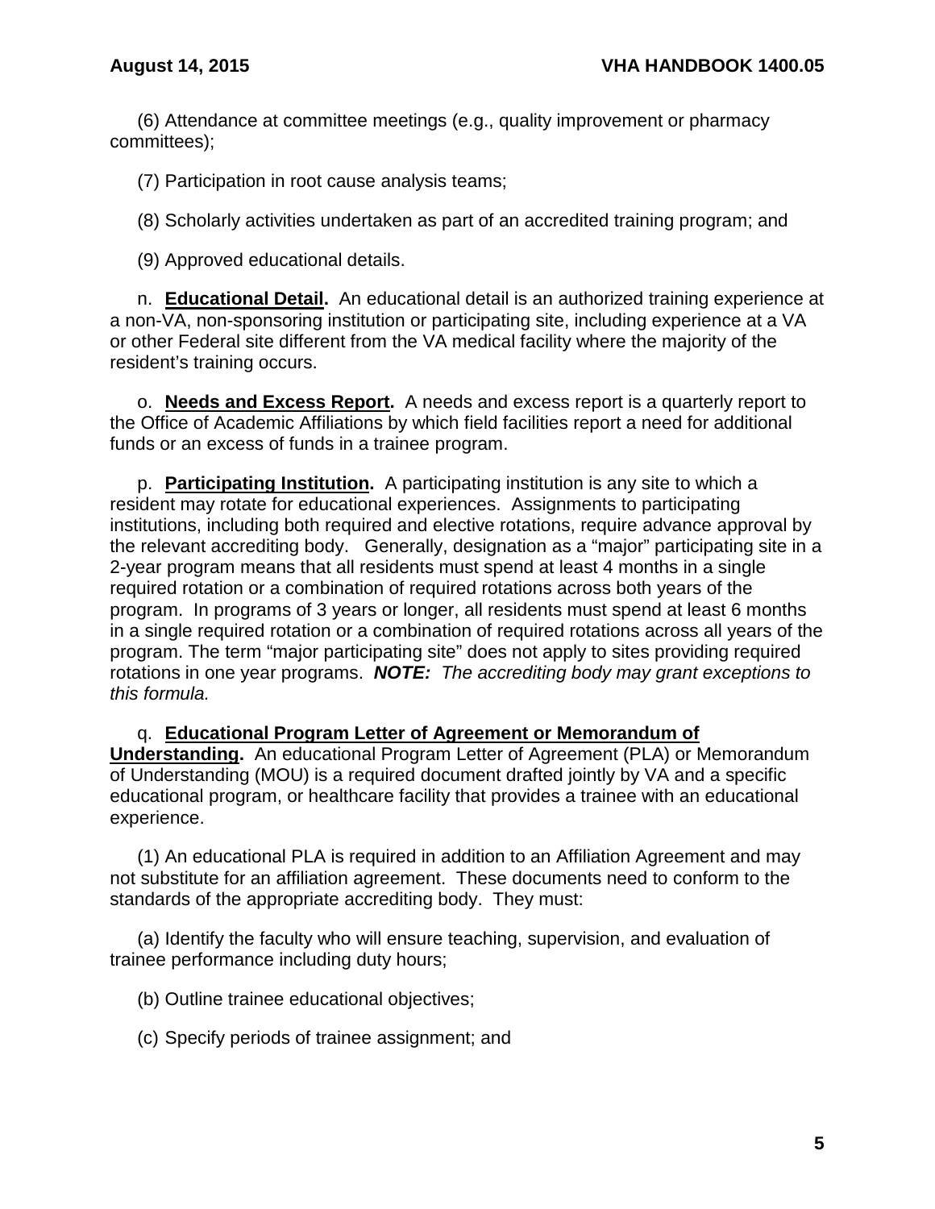(6) Attendance at committee meetings (e.g., quality improvement or pharmacy committees);

(7) Participation in root cause analysis teams;

(8) Scholarly activities undertaken as part of an accredited training program; and

(9) Approved educational details.

n. **Educational Detail.** An educational detail is an authorized training experience at a non-VA, non-sponsoring institution or participating site, including experience at a VA or other Federal site different from the VA medical facility where the majority of the resident's training occurs.

o. **Needs and Excess Report.** A needs and excess report is a quarterly report to the Office of Academic Affiliations by which field facilities report a need for additional funds or an excess of funds in a trainee program.

p. **Participating Institution.** A participating institution is any site to which a resident may rotate for educational experiences. Assignments to participating institutions, including both required and elective rotations, require advance approval by the relevant accrediting body. Generally, designation as a "major" participating site in a 2-year program means that all residents must spend at least 4 months in a single required rotation or a combination of required rotations across both years of the program. In programs of 3 years or longer, all residents must spend at least 6 months in a single required rotation or a combination of required rotations across all years of the program. The term "major participating site" does not apply to sites providing required rotations in one year programs. ***NOTE:*** *The accrediting body may grant exceptions to this formula.*

q. **Educational Program Letter of Agreement or Memorandum of Understanding.** An educational Program Letter of Agreement (PLA) or Memorandum of Understanding (MOU) is a required document drafted jointly by VA and a specific educational program, or healthcare facility that provides a trainee with an educational experience.

(1) An educational PLA is required in addition to an Affiliation Agreement and may not substitute for an affiliation agreement. These documents need to conform to the standards of the appropriate accrediting body. They must:

(a) Identify the faculty who will ensure teaching, supervision, and evaluation of trainee performance including duty hours;

(b) Outline trainee educational objectives;

(c) Specify periods of trainee assignment; and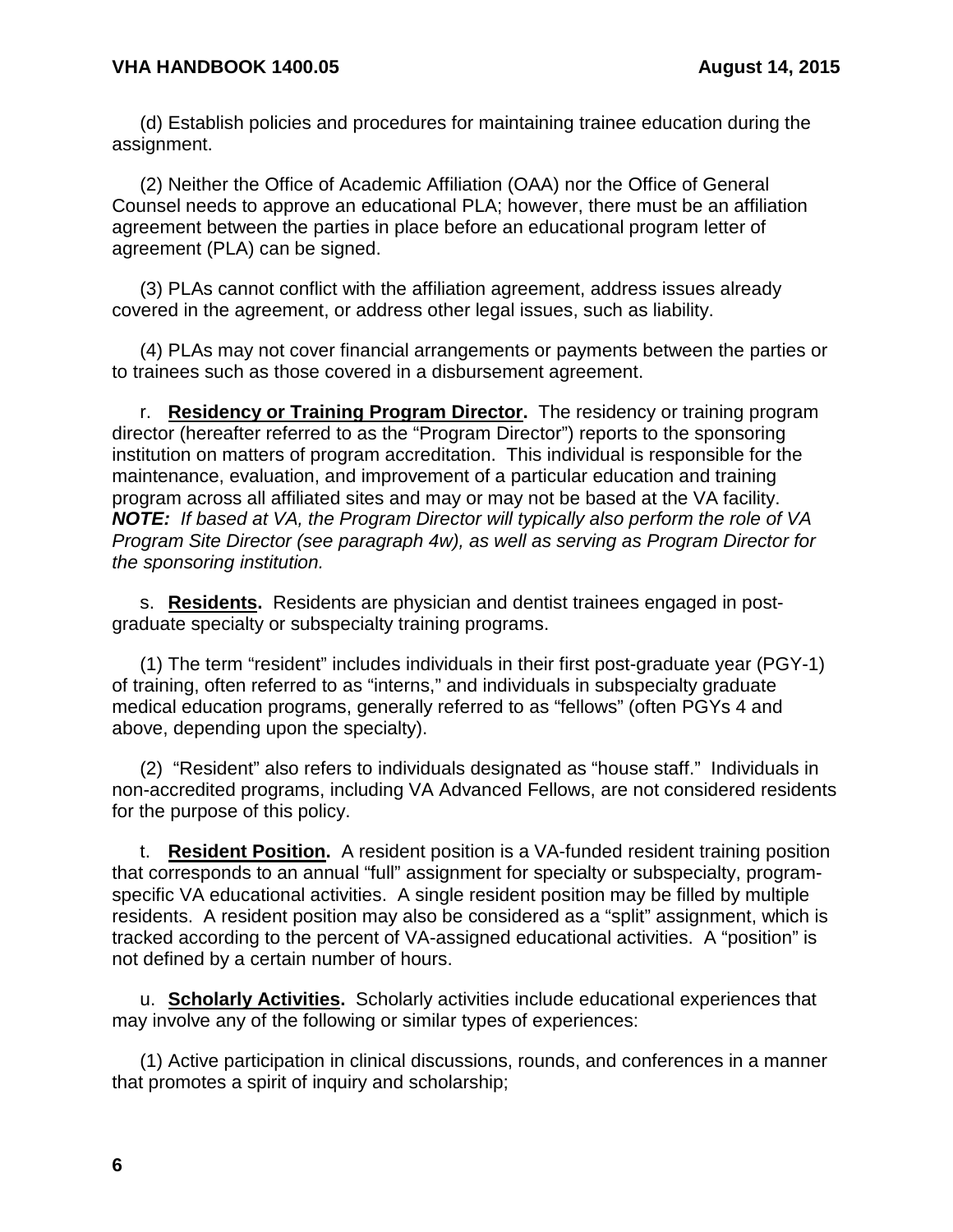(d) Establish policies and procedures for maintaining trainee education during the assignment.

(2) Neither the Office of Academic Affiliation (OAA) nor the Office of General Counsel needs to approve an educational PLA; however, there must be an affiliation agreement between the parties in place before an educational program letter of agreement (PLA) can be signed.

(3) PLAs cannot conflict with the affiliation agreement, address issues already covered in the agreement, or address other legal issues, such as liability.

(4) PLAs may not cover financial arrangements or payments between the parties or to trainees such as those covered in a disbursement agreement.

r. **<u>Residency or Training Program Director</u>.** The residency or training program director (hereafter referred to as the "Program Director") reports to the sponsoring institution on matters of program accreditation. This individual is responsible for the maintenance, evaluation, and improvement of a particular education and training program across all affiliated sites and may or may not be based at the VA facility. ***NOTE:*** *If based at VA, the Program Director will typically also perform the role of VA Program Site Director (see paragraph 4w), as well as serving as Program Director for the sponsoring institution.*

s. **<u>Residents</u>.** Residents are physician and dentist trainees engaged in post-graduate specialty or subspecialty training programs.

(1) The term "resident" includes individuals in their first post-graduate year (PGY-1) of training, often referred to as "interns," and individuals in subspecialty graduate medical education programs, generally referred to as "fellows" (often PGYs 4 and above, depending upon the specialty).

(2) "Resident" also refers to individuals designated as "house staff." Individuals in non-accredited programs, including VA Advanced Fellows, are not considered residents for the purpose of this policy.

t. **<u>Resident Position</u>.** A resident position is a VA-funded resident training position that corresponds to an annual "full" assignment for specialty or subspecialty, program-specific VA educational activities. A single resident position may be filled by multiple residents. A resident position may also be considered as a "split" assignment, which is tracked according to the percent of VA-assigned educational activities. A "position" is not defined by a certain number of hours.

u. **<u>Scholarly Activities</u>.** Scholarly activities include educational experiences that may involve any of the following or similar types of experiences:

(1) Active participation in clinical discussions, rounds, and conferences in a manner that promotes a spirit of inquiry and scholarship;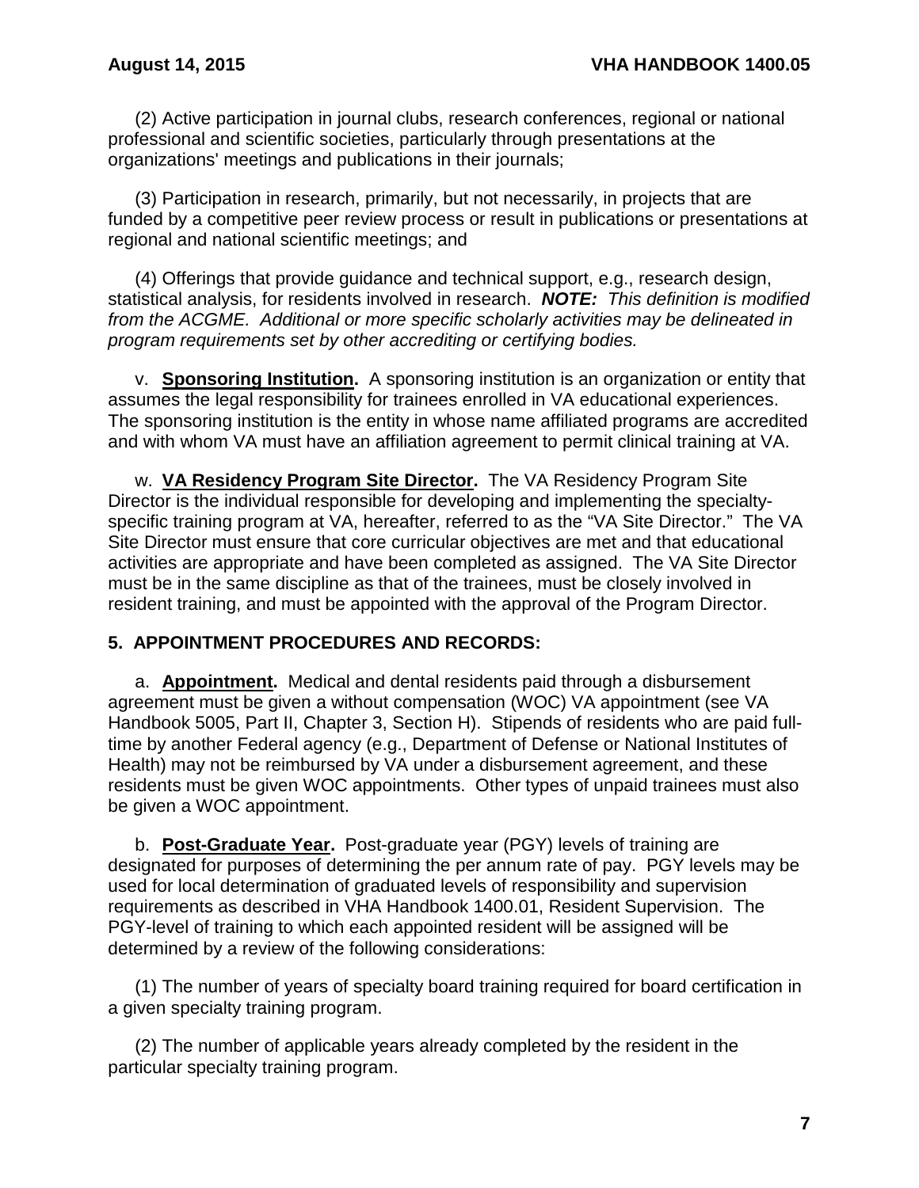(2) Active participation in journal clubs, research conferences, regional or national professional and scientific societies, particularly through presentations at the organizations' meetings and publications in their journals;

(3) Participation in research, primarily, but not necessarily, in projects that are funded by a competitive peer review process or result in publications or presentations at regional and national scientific meetings; and

(4) Offerings that provide guidance and technical support, e.g., research design, statistical analysis, for residents involved in research. ***NOTE:*** *This definition is modified from the ACGME. Additional or more specific scholarly activities may be delineated in program requirements set by other accrediting or certifying bodies.*

v. **Sponsoring Institution.** A sponsoring institution is an organization or entity that assumes the legal responsibility for trainees enrolled in VA educational experiences. The sponsoring institution is the entity in whose name affiliated programs are accredited and with whom VA must have an affiliation agreement to permit clinical training at VA.

w. **VA Residency Program Site Director.** The VA Residency Program Site Director is the individual responsible for developing and implementing the specialty-specific training program at VA, hereafter, referred to as the "VA Site Director." The VA Site Director must ensure that core curricular objectives are met and that educational activities are appropriate and have been completed as assigned. The VA Site Director must be in the same discipline as that of the trainees, must be closely involved in resident training, and must be appointed with the approval of the Program Director.

## 5. APPOINTMENT PROCEDURES AND RECORDS:

a. **Appointment.** Medical and dental residents paid through a disbursement agreement must be given a without compensation (WOC) VA appointment (see VA Handbook 5005, Part II, Chapter 3, Section H). Stipends of residents who are paid full-time by another Federal agency (e.g., Department of Defense or National Institutes of Health) may not be reimbursed by VA under a disbursement agreement, and these residents must be given WOC appointments. Other types of unpaid trainees must also be given a WOC appointment.

b. **Post-Graduate Year.** Post-graduate year (PGY) levels of training are designated for purposes of determining the per annum rate of pay. PGY levels may be used for local determination of graduated levels of responsibility and supervision requirements as described in VHA Handbook 1400.01, Resident Supervision. The PGY-level of training to which each appointed resident will be assigned will be determined by a review of the following considerations:

(1) The number of years of specialty board training required for board certification in a given specialty training program.

(2) The number of applicable years already completed by the resident in the particular specialty training program.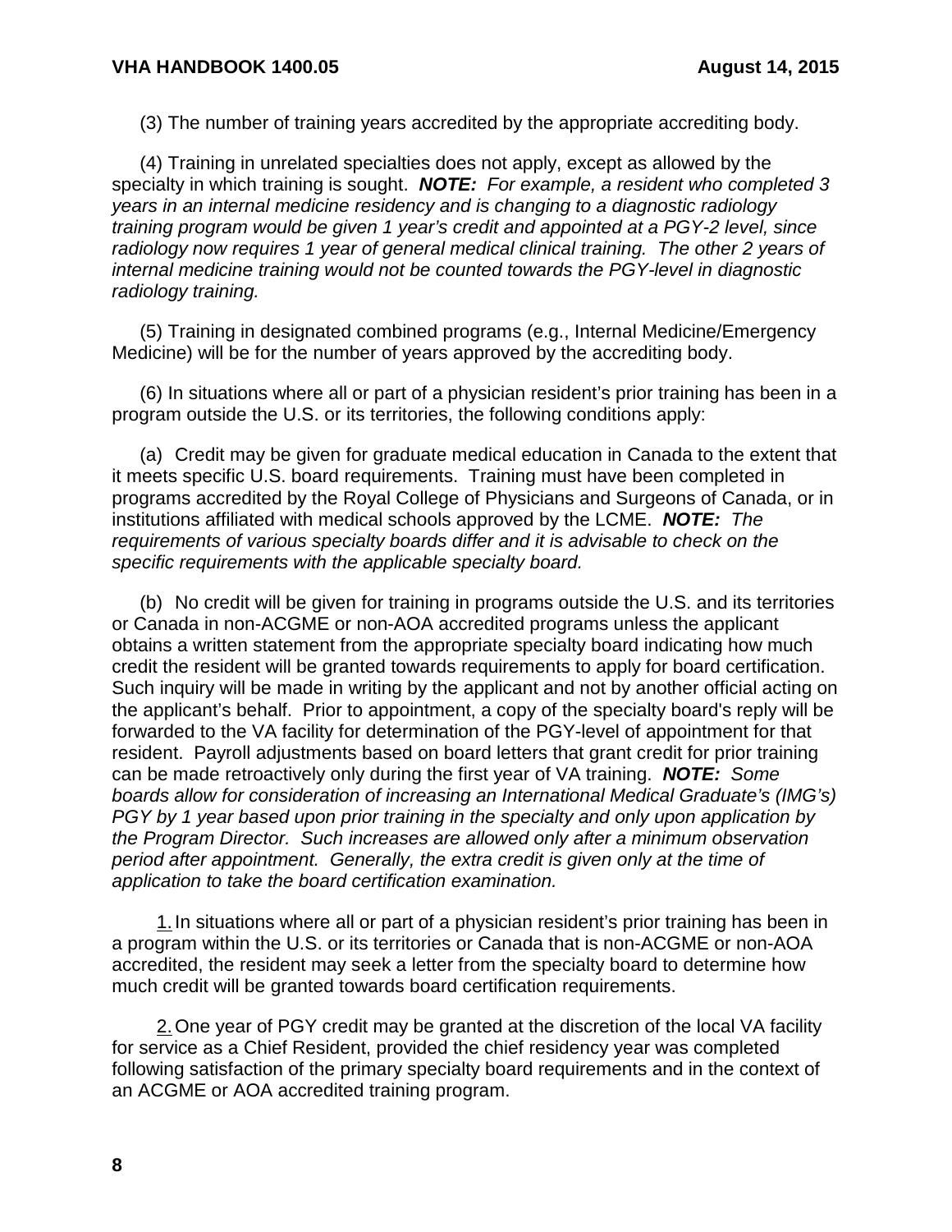(3) The number of training years accredited by the appropriate accrediting body.

(4) Training in unrelated specialties does not apply, except as allowed by the specialty in which training is sought. ***NOTE:*** *For example, a resident who completed 3 years in an internal medicine residency and is changing to a diagnostic radiology training program would be given 1 year's credit and appointed at a PGY-2 level, since radiology now requires 1 year of general medical clinical training. The other 2 years of internal medicine training would not be counted towards the PGY-level in diagnostic radiology training.*

(5) Training in designated combined programs (e.g., Internal Medicine/Emergency Medicine) will be for the number of years approved by the accrediting body.

(6) In situations where all or part of a physician resident's prior training has been in a program outside the U.S. or its territories, the following conditions apply:

(a) Credit may be given for graduate medical education in Canada to the extent that it meets specific U.S. board requirements. Training must have been completed in programs accredited by the Royal College of Physicians and Surgeons of Canada, or in institutions affiliated with medical schools approved by the LCME. ***NOTE:*** *The requirements of various specialty boards differ and it is advisable to check on the specific requirements with the applicable specialty board.*

(b) No credit will be given for training in programs outside the U.S. and its territories or Canada in non-ACGME or non-AOA accredited programs unless the applicant obtains a written statement from the appropriate specialty board indicating how much credit the resident will be granted towards requirements to apply for board certification. Such inquiry will be made in writing by the applicant and not by another official acting on the applicant's behalf. Prior to appointment, a copy of the specialty board's reply will be forwarded to the VA facility for determination of the PGY-level of appointment for that resident. Payroll adjustments based on board letters that grant credit for prior training can be made retroactively only during the first year of VA training. ***NOTE:*** *Some boards allow for consideration of increasing an International Medical Graduate's (IMG's) PGY by 1 year based upon prior training in the specialty and only upon application by the Program Director. Such increases are allowed only after a minimum observation period after appointment. Generally, the extra credit is given only at the time of application to take the board certification examination.*

1. In situations where all or part of a physician resident's prior training has been in a program within the U.S. or its territories or Canada that is non-ACGME or non-AOA accredited, the resident may seek a letter from the specialty board to determine how much credit will be granted towards board certification requirements.

2. One year of PGY credit may be granted at the discretion of the local VA facility for service as a Chief Resident, provided the chief residency year was completed following satisfaction of the primary specialty board requirements and in the context of an ACGME or AOA accredited training program.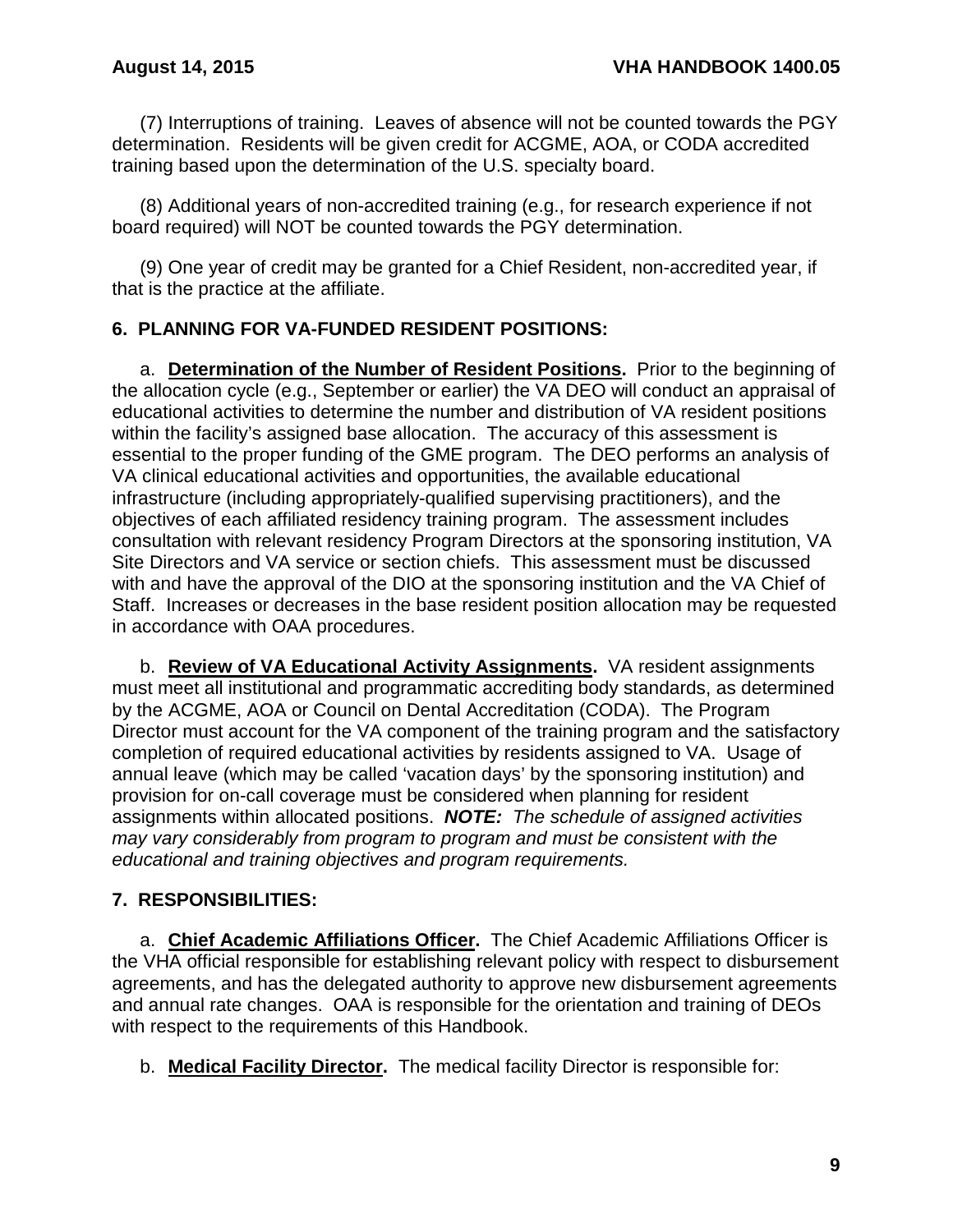(7) Interruptions of training. Leaves of absence will not be counted towards the PGY determination. Residents will be given credit for ACGME, AOA, or CODA accredited training based upon the determination of the U.S. specialty board.

(8) Additional years of non-accredited training (e.g., for research experience if not board required) will NOT be counted towards the PGY determination.

(9) One year of credit may be granted for a Chief Resident, non-accredited year, if that is the practice at the affiliate.

## 6. PLANNING FOR VA-FUNDED RESIDENT POSITIONS:

a. **Determination of the Number of Resident Positions.** Prior to the beginning of the allocation cycle (e.g., September or earlier) the VA DEO will conduct an appraisal of educational activities to determine the number and distribution of VA resident positions within the facility's assigned base allocation. The accuracy of this assessment is essential to the proper funding of the GME program. The DEO performs an analysis of VA clinical educational activities and opportunities, the available educational infrastructure (including appropriately-qualified supervising practitioners), and the objectives of each affiliated residency training program. The assessment includes consultation with relevant residency Program Directors at the sponsoring institution, VA Site Directors and VA service or section chiefs. This assessment must be discussed with and have the approval of the DIO at the sponsoring institution and the VA Chief of Staff. Increases or decreases in the base resident position allocation may be requested in accordance with OAA procedures.

b. **Review of VA Educational Activity Assignments.** VA resident assignments must meet all institutional and programmatic accrediting body standards, as determined by the ACGME, AOA or Council on Dental Accreditation (CODA). The Program Director must account for the VA component of the training program and the satisfactory completion of required educational activities by residents assigned to VA. Usage of annual leave (which may be called 'vacation days' by the sponsoring institution) and provision for on-call coverage must be considered when planning for resident assignments within allocated positions. ***NOTE:*** *The schedule of assigned activities may vary considerably from program to program and must be consistent with the educational and training objectives and program requirements.*

## 7. RESPONSIBILITIES:

a. **Chief Academic Affiliations Officer.** The Chief Academic Affiliations Officer is the VHA official responsible for establishing relevant policy with respect to disbursement agreements, and has the delegated authority to approve new disbursement agreements and annual rate changes. OAA is responsible for the orientation and training of DEOs with respect to the requirements of this Handbook.

b. **Medical Facility Director.** The medical facility Director is responsible for: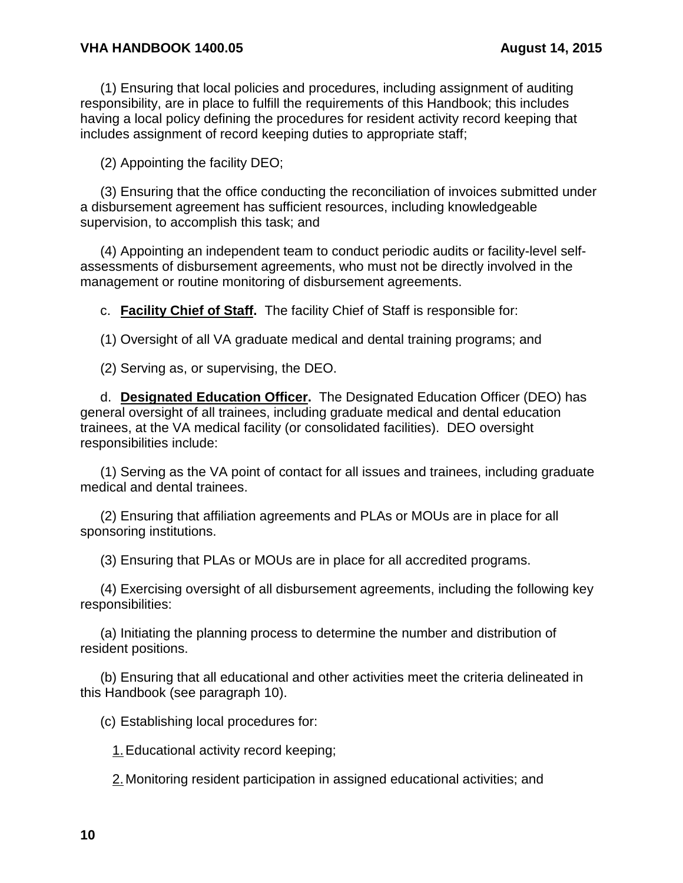(1) Ensuring that local policies and procedures, including assignment of auditing responsibility, are in place to fulfill the requirements of this Handbook; this includes having a local policy defining the procedures for resident activity record keeping that includes assignment of record keeping duties to appropriate staff;

(2) Appointing the facility DEO;

(3) Ensuring that the office conducting the reconciliation of invoices submitted under a disbursement agreement has sufficient resources, including knowledgeable supervision, to accomplish this task; and

(4) Appointing an independent team to conduct periodic audits or facility-level self-assessments of disbursement agreements, who must not be directly involved in the management or routine monitoring of disbursement agreements.

c. **Facility Chief of Staff.** The facility Chief of Staff is responsible for:

(1) Oversight of all VA graduate medical and dental training programs; and

(2) Serving as, or supervising, the DEO.

d. **Designated Education Officer.** The Designated Education Officer (DEO) has general oversight of all trainees, including graduate medical and dental education trainees, at the VA medical facility (or consolidated facilities). DEO oversight responsibilities include:

(1) Serving as the VA point of contact for all issues and trainees, including graduate medical and dental trainees.

(2) Ensuring that affiliation agreements and PLAs or MOUs are in place for all sponsoring institutions.

(3) Ensuring that PLAs or MOUs are in place for all accredited programs.

(4) Exercising oversight of all disbursement agreements, including the following key responsibilities:

(a) Initiating the planning process to determine the number and distribution of resident positions.

(b) Ensuring that all educational and other activities meet the criteria delineated in this Handbook (see paragraph 10).

(c) Establishing local procedures for:

1. Educational activity record keeping;

2. Monitoring resident participation in assigned educational activities; and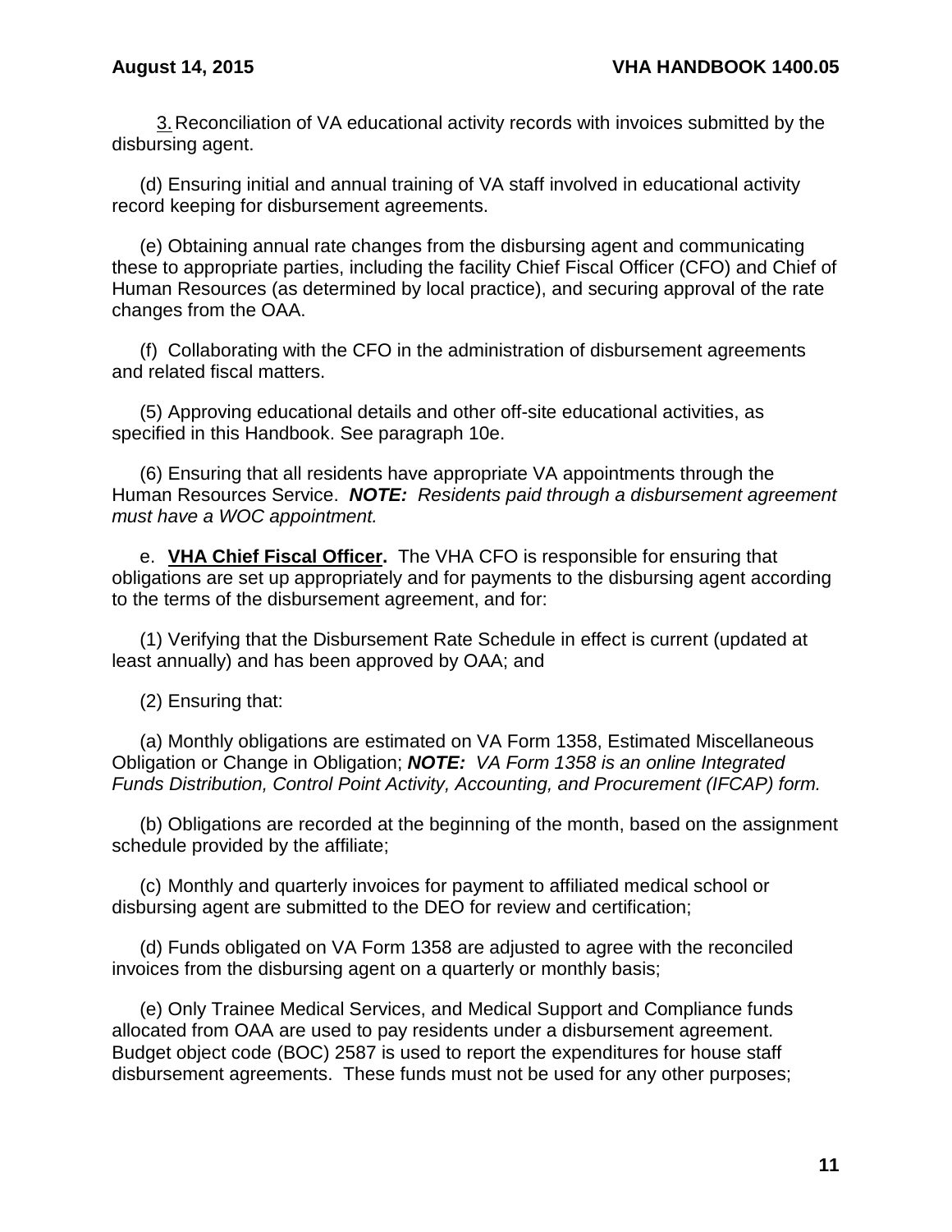3. Reconciliation of VA educational activity records with invoices submitted by the disbursing agent.

(d) Ensuring initial and annual training of VA staff involved in educational activity record keeping for disbursement agreements.

(e) Obtaining annual rate changes from the disbursing agent and communicating these to appropriate parties, including the facility Chief Fiscal Officer (CFO) and Chief of Human Resources (as determined by local practice), and securing approval of the rate changes from the OAA.

(f) Collaborating with the CFO in the administration of disbursement agreements and related fiscal matters.

(5) Approving educational details and other off-site educational activities, as specified in this Handbook. See paragraph 10e.

(6) Ensuring that all residents have appropriate VA appointments through the Human Resources Service. ***NOTE:*** *Residents paid through a disbursement agreement must have a WOC appointment.*

e. **VHA Chief Fiscal Officer.** The VHA CFO is responsible for ensuring that obligations are set up appropriately and for payments to the disbursing agent according to the terms of the disbursement agreement, and for:

(1) Verifying that the Disbursement Rate Schedule in effect is current (updated at least annually) and has been approved by OAA; and

(2) Ensuring that:

(a) Monthly obligations are estimated on VA Form 1358, Estimated Miscellaneous Obligation or Change in Obligation; ***NOTE:*** *VA Form 1358 is an online Integrated Funds Distribution, Control Point Activity, Accounting, and Procurement (IFCAP) form.*

(b) Obligations are recorded at the beginning of the month, based on the assignment schedule provided by the affiliate;

(c) Monthly and quarterly invoices for payment to affiliated medical school or disbursing agent are submitted to the DEO for review and certification;

(d) Funds obligated on VA Form 1358 are adjusted to agree with the reconciled invoices from the disbursing agent on a quarterly or monthly basis;

(e) Only Trainee Medical Services, and Medical Support and Compliance funds allocated from OAA are used to pay residents under a disbursement agreement. Budget object code (BOC) 2587 is used to report the expenditures for house staff disbursement agreements. These funds must not be used for any other purposes;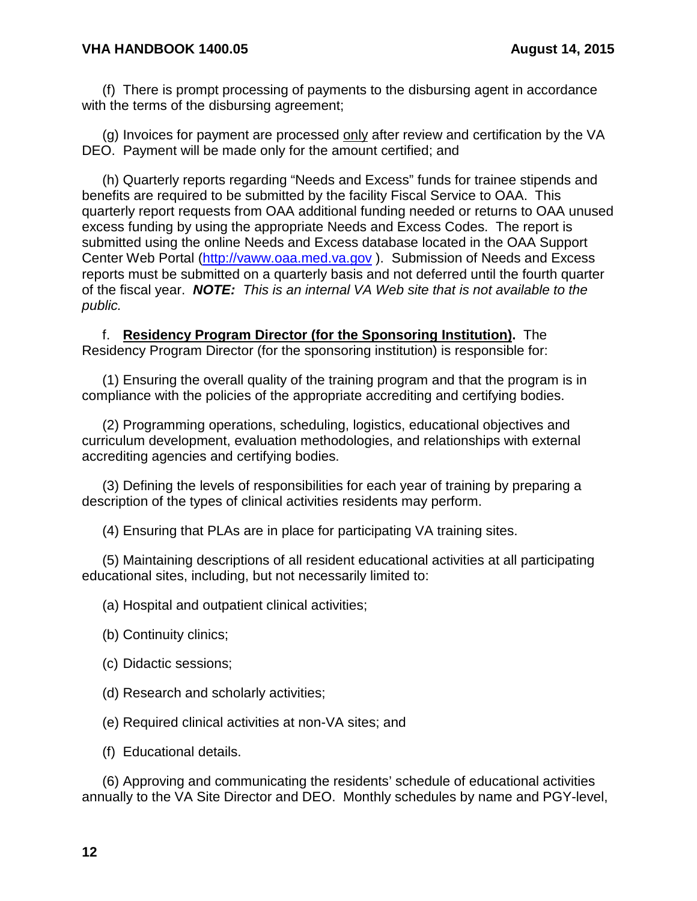(f) There is prompt processing of payments to the disbursing agent in accordance with the terms of the disbursing agreement;

(g) Invoices for payment are processed only after review and certification by the VA DEO. Payment will be made only for the amount certified; and

(h) Quarterly reports regarding "Needs and Excess" funds for trainee stipends and benefits are required to be submitted by the facility Fiscal Service to OAA. This quarterly report requests from OAA additional funding needed or returns to OAA unused excess funding by using the appropriate Needs and Excess Codes. The report is submitted using the online Needs and Excess database located in the OAA Support Center Web Portal ([http://vaww.oaa.med.va.gov](http://vaww.oaa.med.va.gov) ). Submission of Needs and Excess reports must be submitted on a quarterly basis and not deferred until the fourth quarter of the fiscal year. ***NOTE:*** *This is an internal VA Web site that is not available to the public.*

f. **Residency Program Director (for the Sponsoring Institution).** The Residency Program Director (for the sponsoring institution) is responsible for:

(1) Ensuring the overall quality of the training program and that the program is in compliance with the policies of the appropriate accrediting and certifying bodies.

(2) Programming operations, scheduling, logistics, educational objectives and curriculum development, evaluation methodologies, and relationships with external accrediting agencies and certifying bodies.

(3) Defining the levels of responsibilities for each year of training by preparing a description of the types of clinical activities residents may perform.

(4) Ensuring that PLAs are in place for participating VA training sites.

(5) Maintaining descriptions of all resident educational activities at all participating educational sites, including, but not necessarily limited to:

(a) Hospital and outpatient clinical activities;

(b) Continuity clinics;

(c) Didactic sessions;

(d) Research and scholarly activities;

(e) Required clinical activities at non-VA sites; and

(f) Educational details.

(6) Approving and communicating the residents' schedule of educational activities annually to the VA Site Director and DEO. Monthly schedules by name and PGY-level,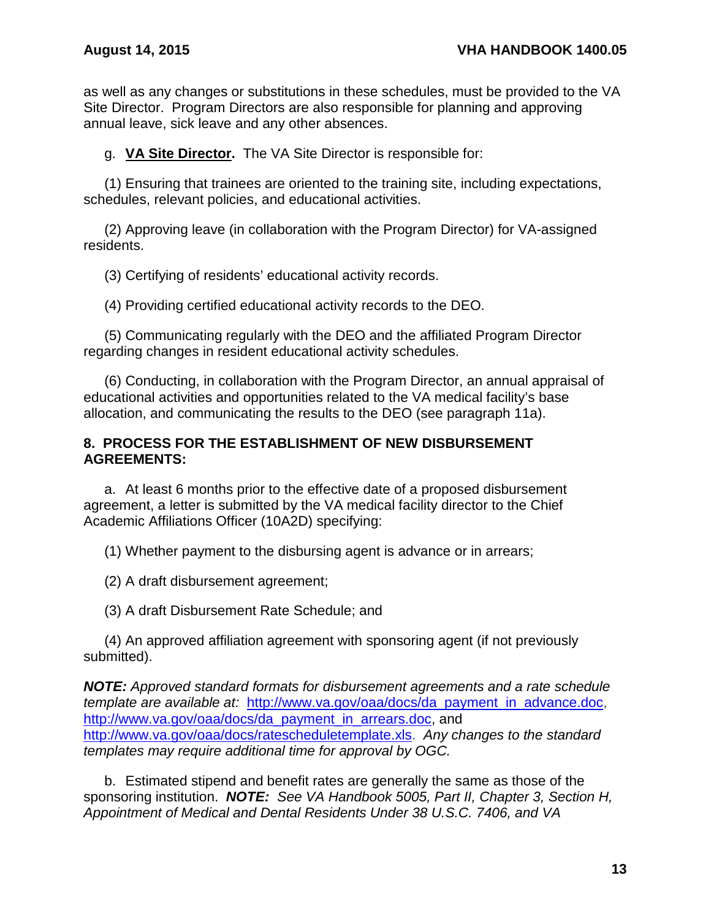as well as any changes or substitutions in these schedules, must be provided to the VA Site Director. Program Directors are also responsible for planning and approving annual leave, sick leave and any other absences.

g. **VA Site Director.** The VA Site Director is responsible for:

(1) Ensuring that trainees are oriented to the training site, including expectations, schedules, relevant policies, and educational activities.

(2) Approving leave (in collaboration with the Program Director) for VA-assigned residents.

(3) Certifying of residents' educational activity records.

(4) Providing certified educational activity records to the DEO.

(5) Communicating regularly with the DEO and the affiliated Program Director regarding changes in resident educational activity schedules.

(6) Conducting, in collaboration with the Program Director, an annual appraisal of educational activities and opportunities related to the VA medical facility's base allocation, and communicating the results to the DEO (see paragraph 11a).

**8. PROCESS FOR THE ESTABLISHMENT OF NEW DISBURSEMENT AGREEMENTS:**

a. At least 6 months prior to the effective date of a proposed disbursement agreement, a letter is submitted by the VA medical facility director to the Chief Academic Affiliations Officer (10A2D) specifying:

(1) Whether payment to the disbursing agent is advance or in arrears;

(2) A draft disbursement agreement;

(3) A draft Disbursement Rate Schedule; and

(4) An approved affiliation agreement with sponsoring agent (if not previously submitted).

***NOTE:*** *Approved standard formats for disbursement agreements and a rate schedule template are available at:* http://www.va.gov/oaa/docs/da_payment_in_advance.doc, http://www.va.gov/oaa/docs/da_payment_in_arrears.doc, and http://www.va.gov/oaa/docs/rdavscheduletemplate.xls. *Any changes to the standard templates may require additional time for approval by OGC.*

b. Estimated stipend and benefit rates are generally the same as those of the sponsoring institution. ***NOTE:*** *See VA Handbook 5005, Part II, Chapter 3, Section H, Appointment of Medical and Dental Residents Under 38 U.S.C. 7406, and VA*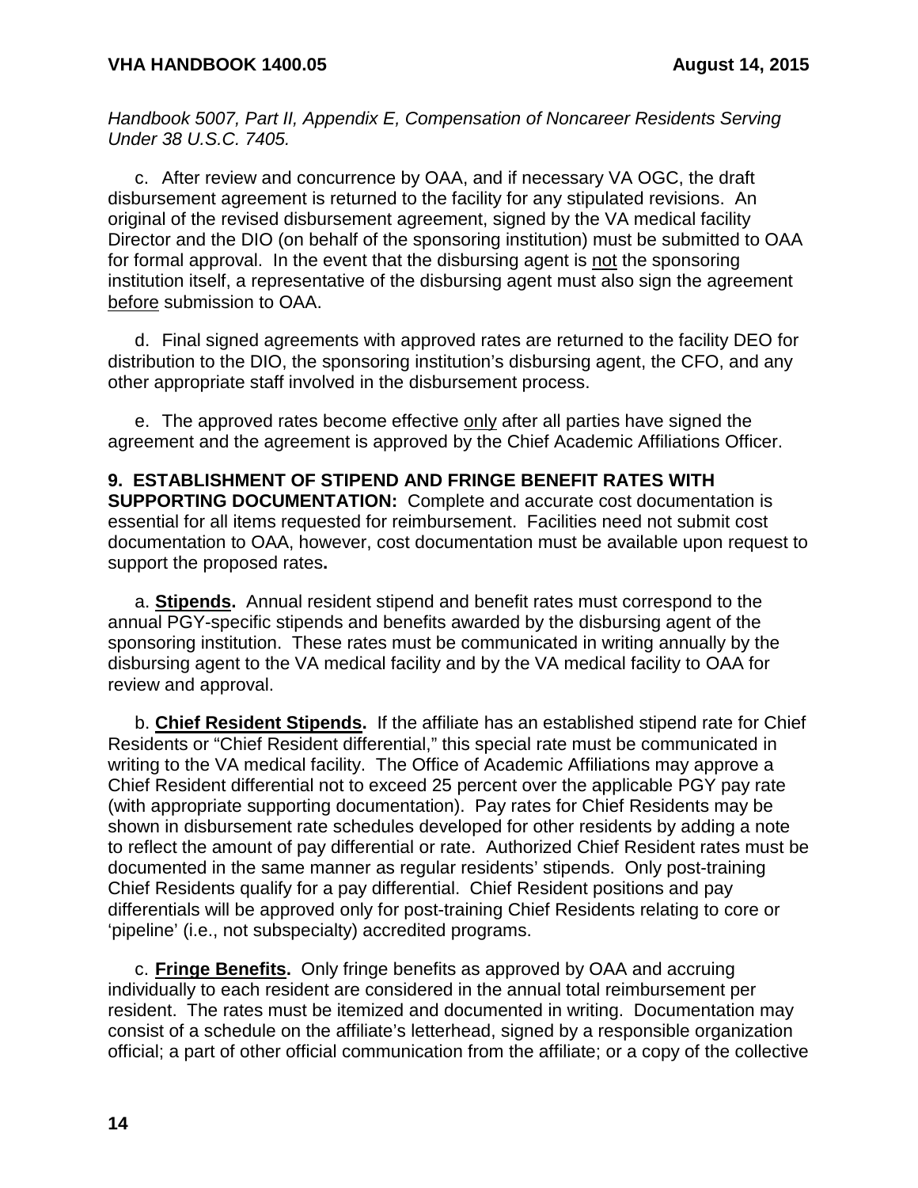*Handbook 5007, Part II, Appendix E, Compensation of Noncareer Residents Serving Under 38 U.S.C. 7405.*

c. After review and concurrence by OAA, and if necessary VA OGC, the draft disbursement agreement is returned to the facility for any stipulated revisions. An original of the revised disbursement agreement, signed by the VA medical facility Director and the DIO (on behalf of the sponsoring institution) must be submitted to OAA for formal approval. In the event that the disbursing agent is not the sponsoring institution itself, a representative of the disbursing agent must also sign the agreement before submission to OAA.

d. Final signed agreements with approved rates are returned to the facility DEO for distribution to the DIO, the sponsoring institution's disbursing agent, the CFO, and any other appropriate staff involved in the disbursement process.

e. The approved rates become effective only after all parties have signed the agreement and the agreement is approved by the Chief Academic Affiliations Officer.

**9. ESTABLISHMENT OF STIPEND AND FRINGE BENEFIT RATES WITH SUPPORTING DOCUMENTATION:** Complete and accurate cost documentation is essential for all items requested for reimbursement. Facilities need not submit cost documentation to OAA, however, cost documentation must be available upon request to support the proposed rates**.**

a. **Stipends.** Annual resident stipend and benefit rates must correspond to the annual PGY-specific stipends and benefits awarded by the disbursing agent of the sponsoring institution. These rates must be communicated in writing annually by the disbursing agent to the VA medical facility and by the VA medical facility to OAA for review and approval.

b. **Chief Resident Stipends.** If the affiliate has an established stipend rate for Chief Residents or "Chief Resident differential," this special rate must be communicated in writing to the VA medical facility. The Office of Academic Affiliations may approve a Chief Resident differential not to exceed 25 percent over the applicable PGY pay rate (with appropriate supporting documentation). Pay rates for Chief Residents may be shown in disbursement rate schedules developed for other residents by adding a note to reflect the amount of pay differential or rate. Authorized Chief Resident rates must be documented in the same manner as regular residents' stipends. Only post-training Chief Residents qualify for a pay differential. Chief Resident positions and pay differentials will be approved only for post-training Chief Residents relating to core or 'pipeline' (i.e., not subspecialty) accredited programs.

c. **Fringe Benefits.** Only fringe benefits as approved by OAA and accruing individually to each resident are considered in the annual total reimbursement per resident. The rates must be itemized and documented in writing. Documentation may consist of a schedule on the affiliate's letterhead, signed by a responsible organization official; a part of other official communication from the affiliate; or a copy of the collective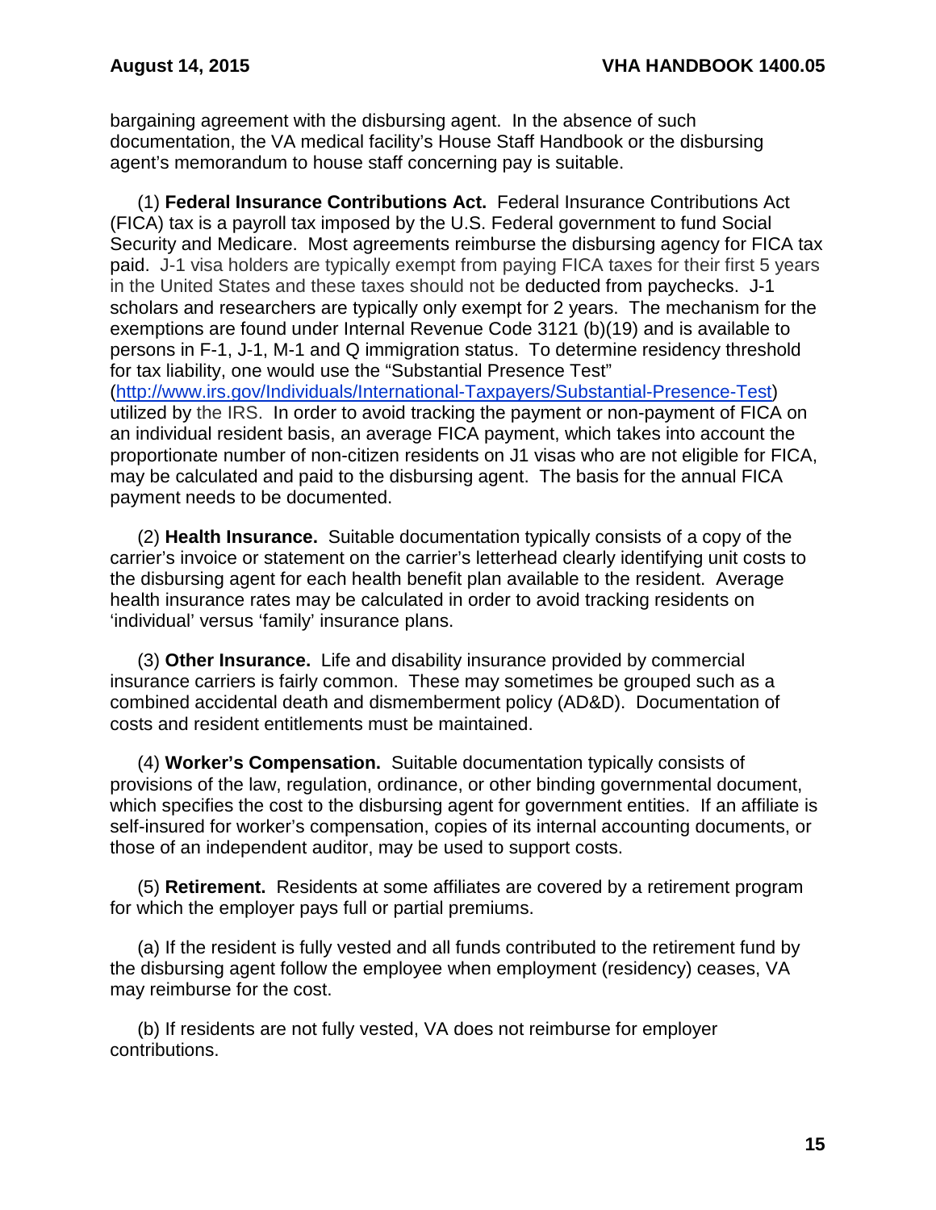bargaining agreement with the disbursing agent. In the absence of such documentation, the VA medical facility's House Staff Handbook or the disbursing agent's memorandum to house staff concerning pay is suitable.

(1) **Federal Insurance Contributions Act.** Federal Insurance Contributions Act (FICA) tax is a payroll tax imposed by the U.S. Federal government to fund Social Security and Medicare. Most agreements reimburse the disbursing agency for FICA tax paid. J-1 visa holders are typically exempt from paying FICA taxes for their first 5 years in the United States and these taxes should not be deducted from paychecks. J-1 scholars and researchers are typically only exempt for 2 years. The mechanism for the exemptions are found under Internal Revenue Code 3121 (b)(19) and is available to persons in F-1, J-1, M-1 and Q immigration status. To determine residency threshold for tax liability, one would use the "Substantial Presence Test" (http://www.irs.gov/Individuals/International-Taxpayers/Substantial-Presence-Test) utilized by the IRS. In order to avoid tracking the payment or non-payment of FICA on an individual resident basis, an average FICA payment, which takes into account the proportionate number of non-citizen residents on J1 visas who are not eligible for FICA, may be calculated and paid to the disbursing agent. The basis for the annual FICA payment needs to be documented.

(2) **Health Insurance.** Suitable documentation typically consists of a copy of the carrier's invoice or statement on the carrier's letterhead clearly identifying unit costs to the disbursing agent for each health benefit plan available to the resident. Average health insurance rates may be calculated in order to avoid tracking residents on 'individual' versus 'family' insurance plans.

(3) **Other Insurance.** Life and disability insurance provided by commercial insurance carriers is fairly common. These may sometimes be grouped such as a combined accidental death and dismemberment policy (AD&D). Documentation of costs and resident entitlements must be maintained.

(4) **Worker's Compensation.** Suitable documentation typically consists of provisions of the law, regulation, ordinance, or other binding governmental document, which specifies the cost to the disbursing agent for government entities. If an affiliate is self-insured for worker's compensation, copies of its internal accounting documents, or those of an independent auditor, may be used to support costs.

(5) **Retirement.** Residents at some affiliates are covered by a retirement program for which the employer pays full or partial premiums.

(a) If the resident is fully vested and all funds contributed to the retirement fund by the disbursing agent follow the employee when employment (residency) ceases, VA may reimburse for the cost.

(b) If residents are not fully vested, VA does not reimburse for employer contributions.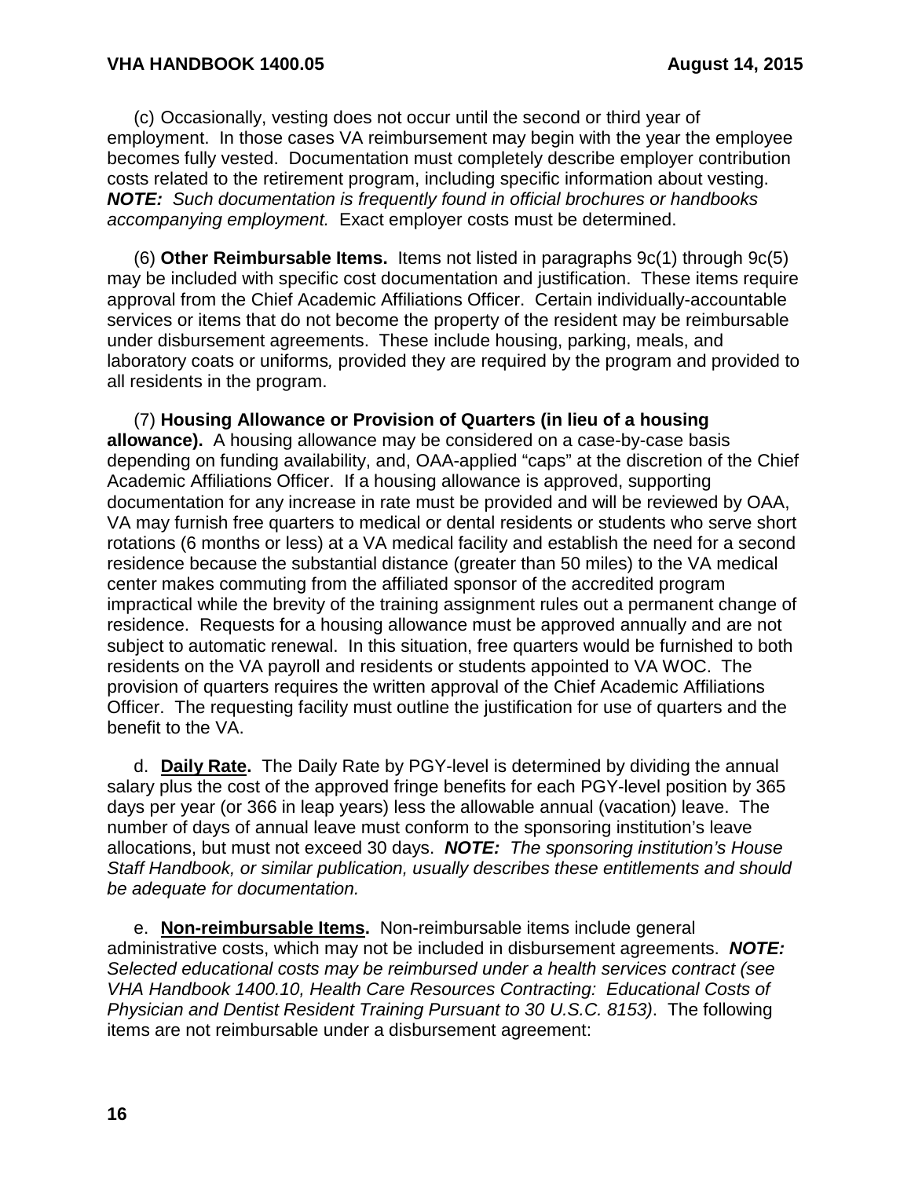(c) Occasionally, vesting does not occur until the second or third year of employment. In those cases VA reimbursement may begin with the year the employee becomes fully vested. Documentation must completely describe employer contribution costs related to the retirement program, including specific information about vesting. ***NOTE:*** *Such documentation is frequently found in official brochures or handbooks accompanying employment.* Exact employer costs must be determined.

(6) **Other Reimbursable Items.** Items not listed in paragraphs 9c(1) through 9c(5) may be included with specific cost documentation and justification. These items require approval from the Chief Academic Affiliations Officer. Certain individually-accountable services or items that do not become the property of the resident may be reimbursable under disbursement agreements. These include housing, parking, meals, and laboratory coats or uniforms, provided they are required by the program and provided to all residents in the program.

(7) **Housing Allowance or Provision of Quarters (in lieu of a housing allowance).** A housing allowance may be considered on a case-by-case basis depending on funding availability, and, OAA-applied "caps" at the discretion of the Chief Academic Affiliations Officer. If a housing allowance is approved, supporting documentation for any increase in rate must be provided and will be reviewed by OAA, VA may furnish free quarters to medical or dental residents or students who serve short rotations (6 months or less) at a VA medical facility and establish the need for a second residence because the substantial distance (greater than 50 miles) to the VA medical center makes commuting from the affiliated sponsor of the accredited program impractical while the brevity of the training assignment rules out a permanent change of residence. Requests for a housing allowance must be approved annually and are not subject to automatic renewal. In this situation, free quarters would be furnished to both residents on the VA payroll and residents or students appointed to VA WOC. The provision of quarters requires the written approval of the Chief Academic Affiliations Officer. The requesting facility must outline the justification for use of quarters and the benefit to the VA.

d. **Daily Rate.** The Daily Rate by PGY-level is determined by dividing the annual salary plus the cost of the approved fringe benefits for each PGY-level position by 365 days per year (or 366 in leap years) less the allowable annual (vacation) leave. The number of days of annual leave must conform to the sponsoring institution's leave allocations, but must not exceed 30 days. ***NOTE:*** *The sponsoring institution's House Staff Handbook, or similar publication, usually describes these entitlements and should be adequate for documentation.*

e. **Non-reimbursable Items.** Non-reimbursable items include general administrative costs, which may not be included in disbursement agreements. ***NOTE:*** *Selected educational costs may be reimbursed under a health services contract (see VHA Handbook 1400.10, Health Care Resources Contracting: Educational Costs of Physician and Dentist Resident Training Pursuant to 30 U.S.C. 8153)*. The following items are not reimbursable under a disbursement agreement: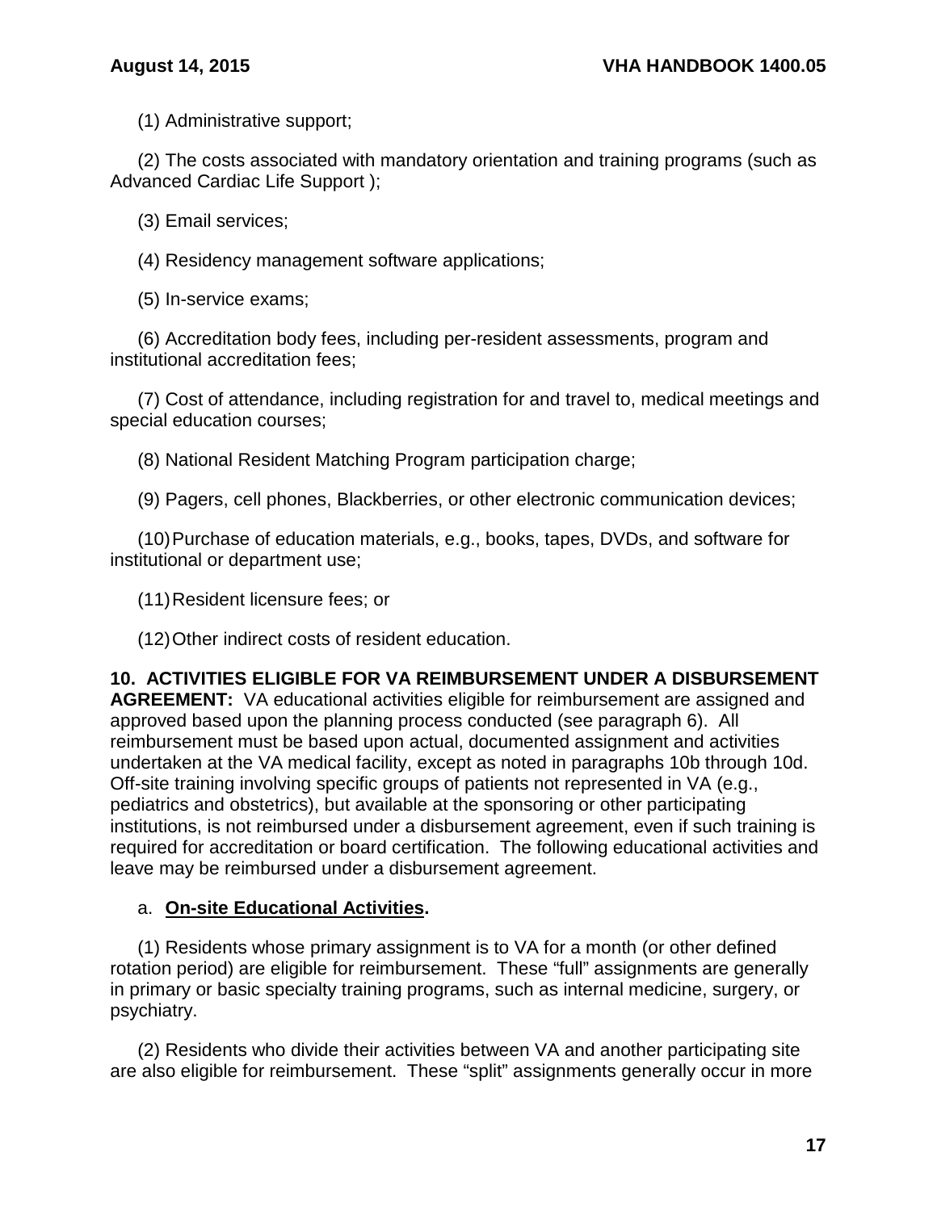(1) Administrative support;

(2) The costs associated with mandatory orientation and training programs (such as Advanced Cardiac Life Support );

(3) Email services;

(4) Residency management software applications;

(5) In-service exams;

(6) Accreditation body fees, including per-resident assessments, program and institutional accreditation fees;

(7) Cost of attendance, including registration for and travel to, medical meetings and special education courses;

(8) National Resident Matching Program participation charge;

(9) Pagers, cell phones, Blackberries, or other electronic communication devices;

(10) Purchase of education materials, e.g., books, tapes, DVDs, and software for institutional or department use;

(11) Resident licensure fees; or

(12) Other indirect costs of resident education.

**10. ACTIVITIES ELIGIBLE FOR VA REIMBURSEMENT UNDER A DISBURSEMENT AGREEMENT:** VA educational activities eligible for reimbursement are assigned and approved based upon the planning process conducted (see paragraph 6). All reimbursement must be based upon actual, documented assignment and activities undertaken at the VA medical facility, except as noted in paragraphs 10b through 10d. Off-site training involving specific groups of patients not represented in VA (e.g., pediatrics and obstetrics), but available at the sponsoring or other participating institutions, is not reimbursed under a disbursement agreement, even if such training is required for accreditation or board certification. The following educational activities and leave may be reimbursed under a disbursement agreement.

a. **On-site Educational Activities.**

(1) Residents whose primary assignment is to VA for a month (or other defined rotation period) are eligible for reimbursement. These "full" assignments are generally in primary or basic specialty training programs, such as internal medicine, surgery, or psychiatry.

(2) Residents who divide their activities between VA and another participating site are also eligible for reimbursement. These "split" assignments generally occur in more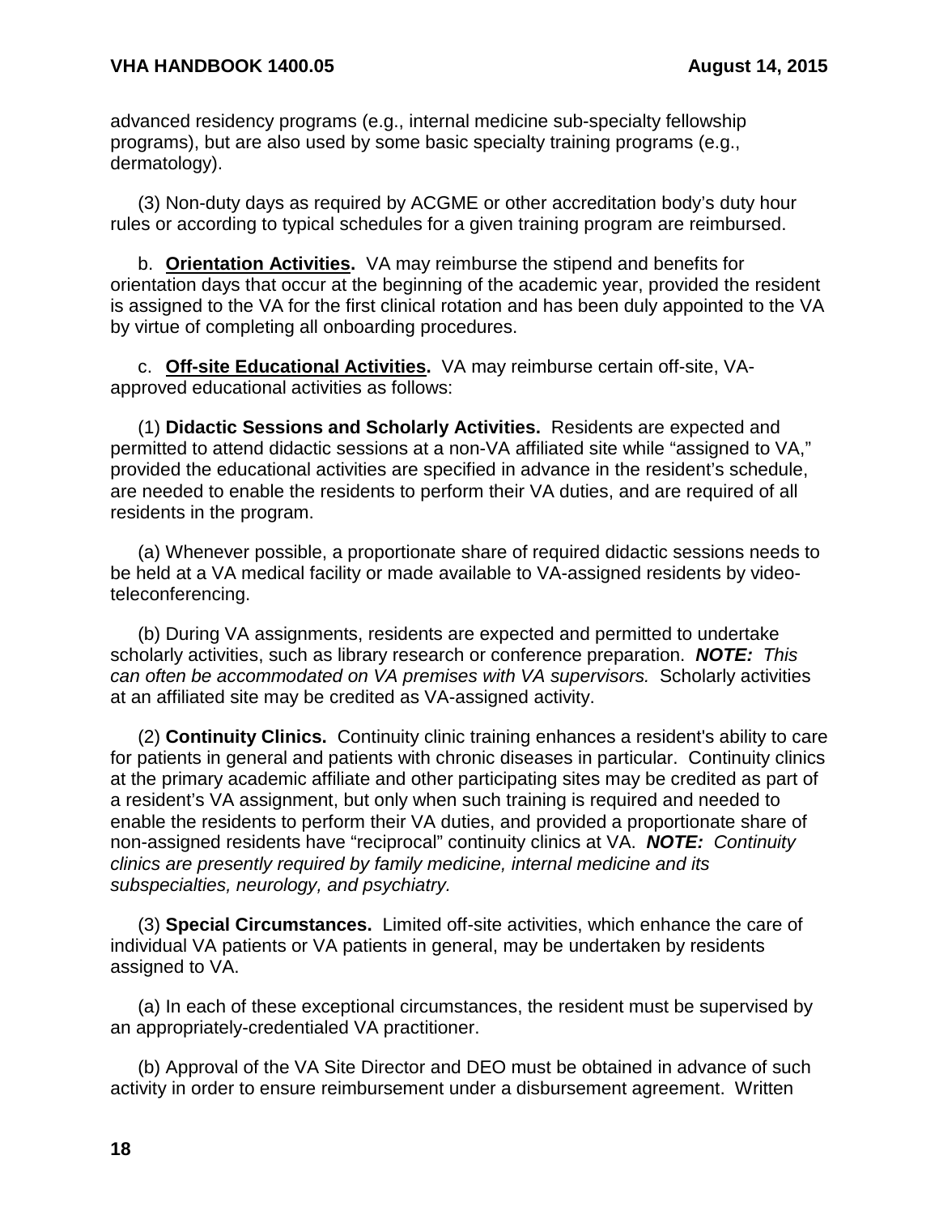advanced residency programs (e.g., internal medicine sub-specialty fellowship programs), but are also used by some basic specialty training programs (e.g., dermatology).

(3) Non-duty days as required by ACGME or other accreditation body's duty hour rules or according to typical schedules for a given training program are reimbursed.

b. **Orientation Activities.** VA may reimburse the stipend and benefits for orientation days that occur at the beginning of the academic year, provided the resident is assigned to the VA for the first clinical rotation and has been duly appointed to the VA by virtue of completing all onboarding procedures.

c. **Off-site Educational Activities.** VA may reimburse certain off-site, VA-approved educational activities as follows:

(1) **Didactic Sessions and Scholarly Activities.** Residents are expected and permitted to attend didactic sessions at a non-VA affiliated site while "assigned to VA," provided the educational activities are specified in advance in the resident's schedule, are needed to enable the residents to perform their VA duties, and are required of all residents in the program.

(a) Whenever possible, a proportionate share of required didactic sessions needs to be held at a VA medical facility or made available to VA-assigned residents by video-teleconferencing.

(b) During VA assignments, residents are expected and permitted to undertake scholarly activities, such as library research or conference preparation. ***NOTE:*** *This can often be accommodated on VA premises with VA supervisors.* Scholarly activities at an affiliated site may be credited as VA-assigned activity.

(2) **Continuity Clinics.** Continuity clinic training enhances a resident's ability to care for patients in general and patients with chronic diseases in particular. Continuity clinics at the primary academic affiliate and other participating sites may be credited as part of a resident's VA assignment, but only when such training is required and needed to enable the residents to perform their VA duties, and provided a proportionate share of non-assigned residents have "reciprocal" continuity clinics at VA. ***NOTE:*** *Continuity clinics are presently required by family medicine, internal medicine and its subspecialties, neurology, and psychiatry.*

(3) **Special Circumstances.** Limited off-site activities, which enhance the care of individual VA patients or VA patients in general, may be undertaken by residents assigned to VA.

(a) In each of these exceptional circumstances, the resident must be supervised by an appropriately-credentialed VA practitioner.

(b) Approval of the VA Site Director and DEO must be obtained in advance of such activity in order to ensure reimbursement under a disbursement agreement. Written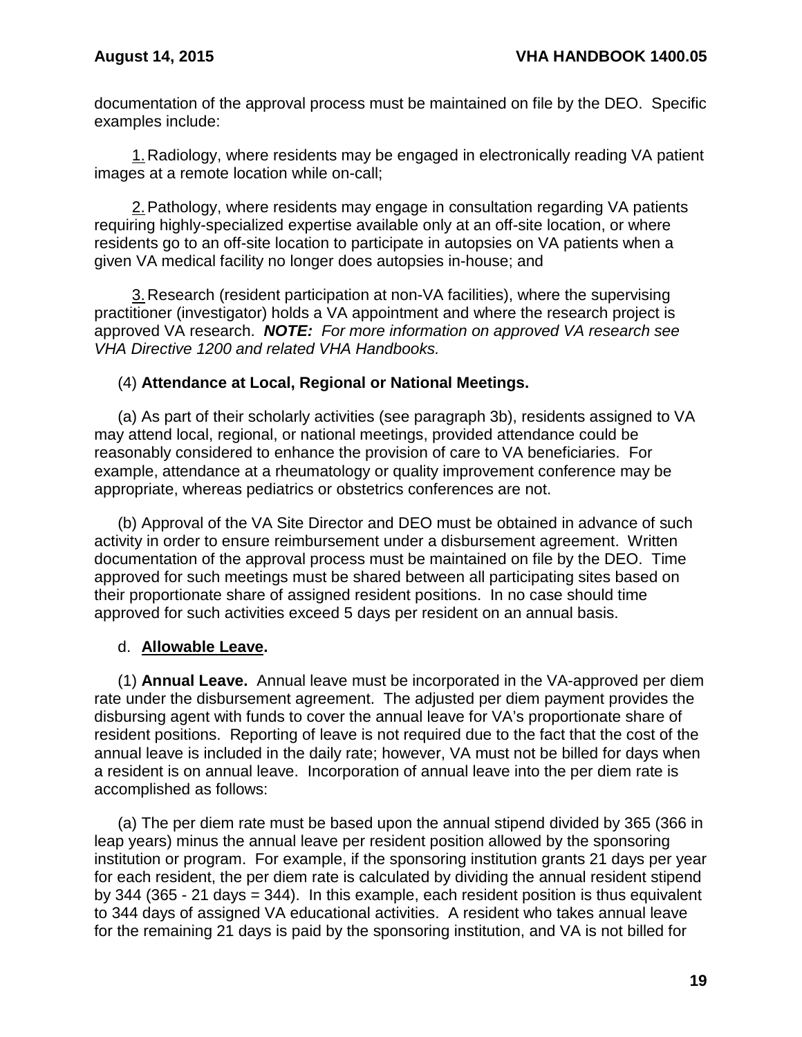documentation of the approval process must be maintained on file by the DEO. Specific examples include:

1. Radiology, where residents may be engaged in electronically reading VA patient images at a remote location while on-call;

2. Pathology, where residents may engage in consultation regarding VA patients requiring highly-specialized expertise available only at an off-site location, or where residents go to an off-site location to participate in autopsies on VA patients when a given VA medical facility no longer does autopsies in-house; and

3. Research (resident participation at non-VA facilities), where the supervising practitioner (investigator) holds a VA appointment and where the research project is approved VA research. ***NOTE:*** *For more information on approved VA research see VHA Directive 1200 and related VHA Handbooks.*

(4) **Attendance at Local, Regional or National Meetings.**

(a) As part of their scholarly activities (see paragraph 3b), residents assigned to VA may attend local, regional, or national meetings, provided attendance could be reasonably considered to enhance the provision of care to VA beneficiaries. For example, attendance at a rheumatology or quality improvement conference may be appropriate, whereas pediatrics or obstetrics conferences are not.

(b) Approval of the VA Site Director and DEO must be obtained in advance of such activity in order to ensure reimbursement under a disbursement agreement. Written documentation of the approval process must be maintained on file by the DEO. Time approved for such meetings must be shared between all participating sites based on their proportionate share of assigned resident positions. In no case should time approved for such activities exceed 5 days per resident on an annual basis.

d. **Allowable Leave.**

(1) **Annual Leave.** Annual leave must be incorporated in the VA-approved per diem rate under the disbursement agreement. The adjusted per diem payment provides the disbursing agent with funds to cover the annual leave for VA's proportionate share of resident positions. Reporting of leave is not required due to the fact that the cost of the annual leave is included in the daily rate; however, VA must not be billed for days when a resident is on annual leave. Incorporation of annual leave into the per diem rate is accomplished as follows:

(a) The per diem rate must be based upon the annual stipend divided by 365 (366 in leap years) minus the annual leave per resident position allowed by the sponsoring institution or program. For example, if the sponsoring institution grants 21 days per year for each resident, the per diem rate is calculated by dividing the annual resident stipend by 344 (365 - 21 days = 344). In this example, each resident position is thus equivalent to 344 days of assigned VA educational activities. A resident who takes annual leave for the remaining 21 days is paid by the sponsoring institution, and VA is not billed for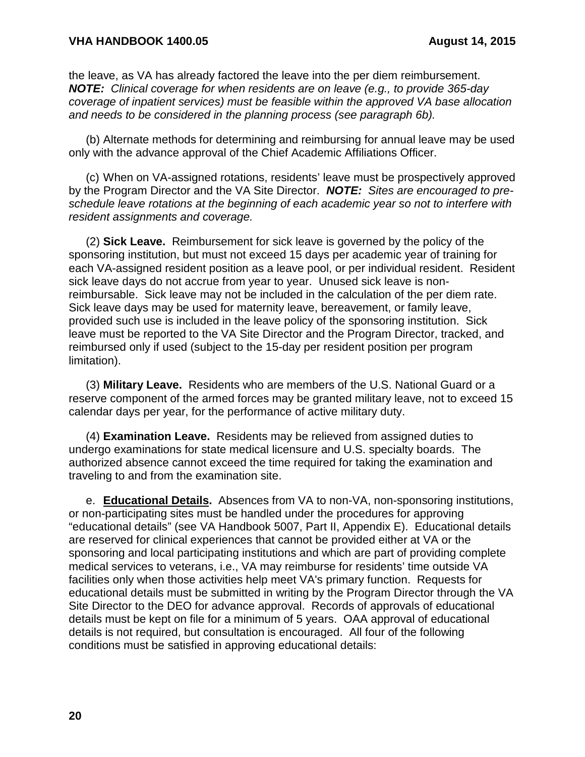the leave, as VA has already factored the leave into the per diem reimbursement. ***NOTE:*** *Clinical coverage for when residents are on leave (e.g., to provide 365-day coverage of inpatient services) must be feasible within the approved VA base allocation and needs to be considered in the planning process (see paragraph 6b).*

(b) Alternate methods for determining and reimbursing for annual leave may be used only with the advance approval of the Chief Academic Affiliations Officer.

(c) When on VA-assigned rotations, residents' leave must be prospectively approved by the Program Director and the VA Site Director. ***NOTE:*** *Sites are encouraged to pre-schedule leave rotations at the beginning of each academic year so not to interfere with resident assignments and coverage.*

(2) **Sick Leave.** Reimbursement for sick leave is governed by the policy of the sponsoring institution, but must not exceed 15 days per academic year of training for each VA-assigned resident position as a leave pool, or per individual resident. Resident sick leave days do not accrue from year to year. Unused sick leave is non-reimbursable. Sick leave may not be included in the calculation of the per diem rate. Sick leave days may be used for maternity leave, bereavement, or family leave, provided such use is included in the leave policy of the sponsoring institution. Sick leave must be reported to the VA Site Director and the Program Director, tracked, and reimbursed only if used (subject to the 15-day per resident position per program limitation).

(3) **Military Leave.** Residents who are members of the U.S. National Guard or a reserve component of the armed forces may be granted military leave, not to exceed 15 calendar days per year, for the performance of active military duty.

(4) **Examination Leave.** Residents may be relieved from assigned duties to undergo examinations for state medical licensure and U.S. specialty boards. The authorized absence cannot exceed the time required for taking the examination and traveling to and from the examination site.

e. **Educational Details.** Absences from VA to non-VA, non-sponsoring institutions, or non-participating sites must be handled under the procedures for approving "educational details" (see VA Handbook 5007, Part II, Appendix E). Educational details are reserved for clinical experiences that cannot be provided either at VA or the sponsoring and local participating institutions and which are part of providing complete medical services to veterans, i.e., VA may reimburse for residents' time outside VA facilities only when those activities help meet VA's primary function. Requests for educational details must be submitted in writing by the Program Director through the VA Site Director to the DEO for advance approval. Records of approvals of educational details must be kept on file for a minimum of 5 years. OAA approval of educational details is not required, but consultation is encouraged. All four of the following conditions must be satisfied in approving educational details: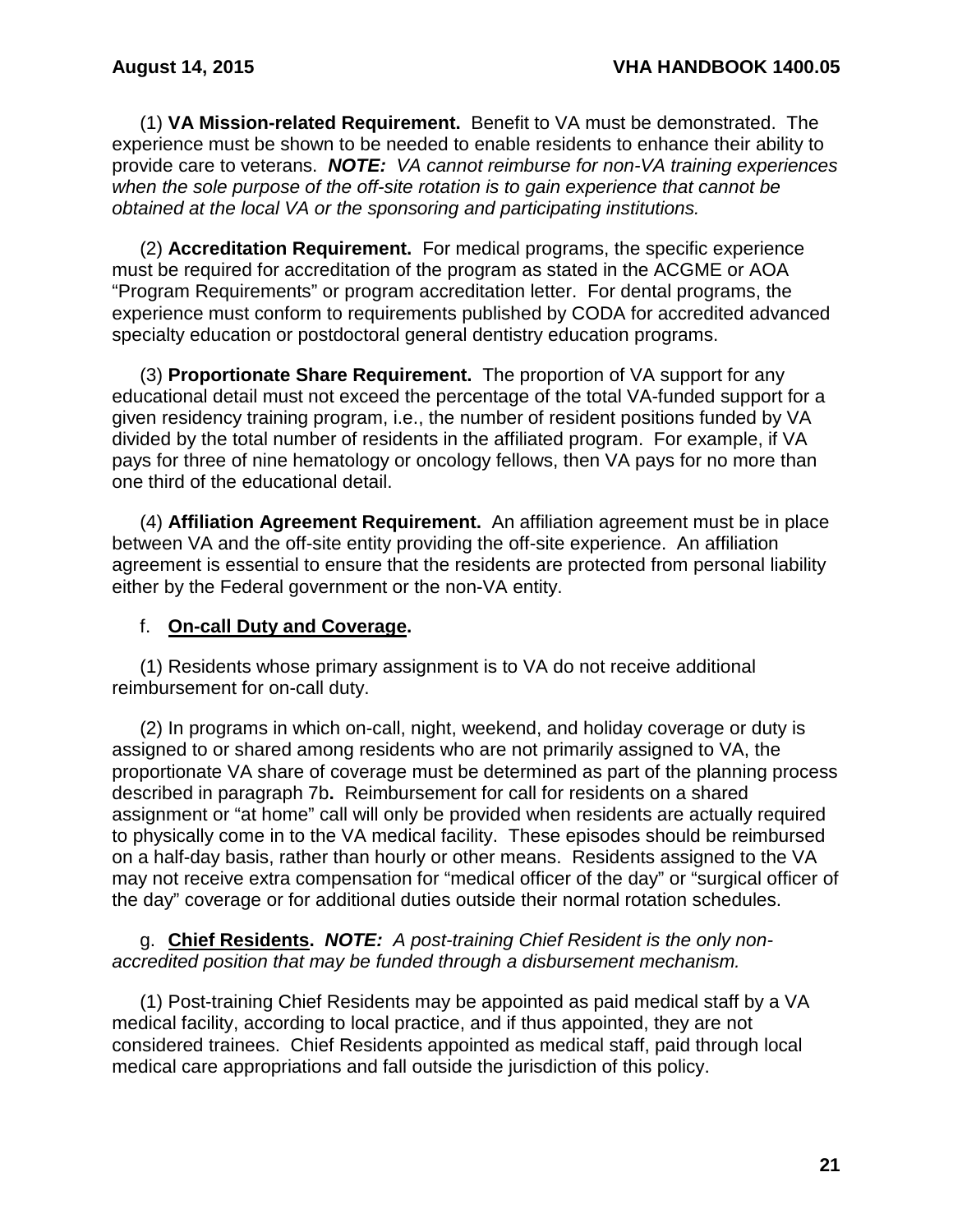(1) **VA Mission-related Requirement.** Benefit to VA must be demonstrated. The experience must be shown to be needed to enable residents to enhance their ability to provide care to veterans. ***NOTE:*** *VA cannot reimburse for non-VA training experiences when the sole purpose of the off-site rotation is to gain experience that cannot be obtained at the local VA or the sponsoring and participating institutions.*

(2) **Accreditation Requirement.** For medical programs, the specific experience must be required for accreditation of the program as stated in the ACGME or AOA "Program Requirements" or program accreditation letter. For dental programs, the experience must conform to requirements published by CODA for accredited advanced specialty education or postdoctoral general dentistry education programs.

(3) **Proportionate Share Requirement.** The proportion of VA support for any educational detail must not exceed the percentage of the total VA-funded support for a given residency training program, i.e., the number of resident positions funded by VA divided by the total number of residents in the affiliated program. For example, if VA pays for three of nine hematology or oncology fellows, then VA pays for no more than one third of the educational detail.

(4) **Affiliation Agreement Requirement.** An affiliation agreement must be in place between VA and the off-site entity providing the off-site experience. An affiliation agreement is essential to ensure that the residents are protected from personal liability either by the Federal government or the non-VA entity.

f. **On-call Duty and Coverage.**

(1) Residents whose primary assignment is to VA do not receive additional reimbursement for on-call duty.

(2) In programs in which on-call, night, weekend, and holiday coverage or duty is assigned to or shared among residents who are not primarily assigned to VA, the proportionate VA share of coverage must be determined as part of the planning process described in paragraph 7b**.** Reimbursement for call for residents on a shared assignment or "at home" call will only be provided when residents are actually required to physically come in to the VA medical facility. These episodes should be reimbursed on a half-day basis, rather than hourly or other means. Residents assigned to the VA may not receive extra compensation for "medical officer of the day" or "surgical officer of the day" coverage or for additional duties outside their normal rotation schedules.

g. **Chief Residents.** ***NOTE:*** *A post-training Chief Resident is the only non-accredited position that may be funded through a disbursement mechanism.*

(1) Post-training Chief Residents may be appointed as paid medical staff by a VA medical facility, according to local practice, and if thus appointed, they are not considered trainees. Chief Residents appointed as medical staff, paid through local medical care appropriations and fall outside the jurisdiction of this policy.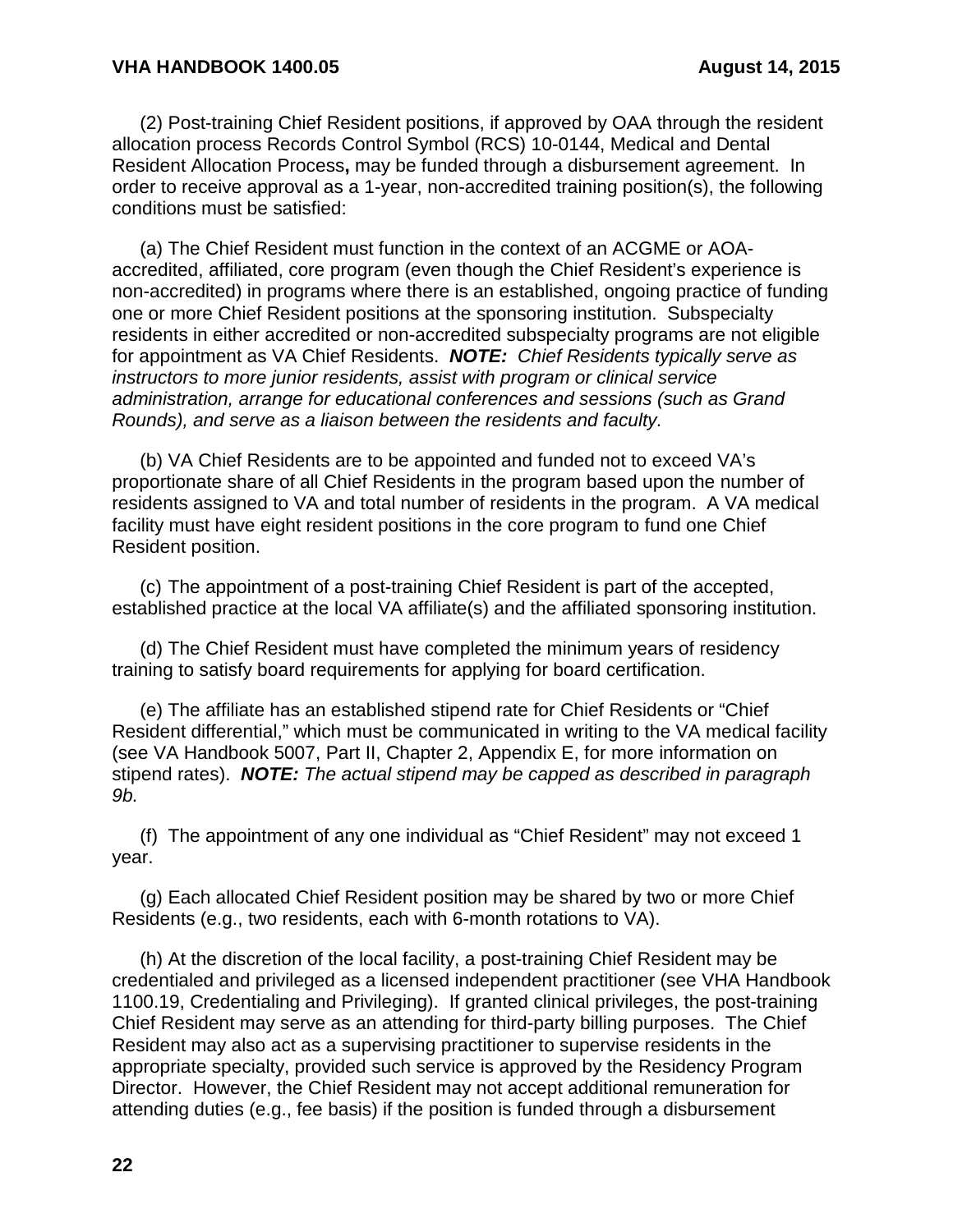(2) Post-training Chief Resident positions, if approved by OAA through the resident allocation process Records Control Symbol (RCS) 10-0144, Medical and Dental Resident Allocation Process**,** may be funded through a disbursement agreement. In order to receive approval as a 1-year, non-accredited training position(s), the following conditions must be satisfied:

(a) The Chief Resident must function in the context of an ACGME or AOA-accredited, affiliated, core program (even though the Chief Resident's experience is non-accredited) in programs where there is an established, ongoing practice of funding one or more Chief Resident positions at the sponsoring institution. Subspecialty residents in either accredited or non-accredited subspecialty programs are not eligible for appointment as VA Chief Residents. ***NOTE:*** *Chief Residents typically serve as instructors to more junior residents, assist with program or clinical service administration, arrange for educational conferences and sessions (such as Grand Rounds), and serve as a liaison between the residents and faculty.*

(b) VA Chief Residents are to be appointed and funded not to exceed VA's proportionate share of all Chief Residents in the program based upon the number of residents assigned to VA and total number of residents in the program. A VA medical facility must have eight resident positions in the core program to fund one Chief Resident position.

(c) The appointment of a post-training Chief Resident is part of the accepted, established practice at the local VA affiliate(s) and the affiliated sponsoring institution.

(d) The Chief Resident must have completed the minimum years of residency training to satisfy board requirements for applying for board certification.

(e) The affiliate has an established stipend rate for Chief Residents or "Chief Resident differential," which must be communicated in writing to the VA medical facility (see VA Handbook 5007, Part II, Chapter 2, Appendix E, for more information on stipend rates). ***NOTE:*** *The actual stipend may be capped as described in paragraph 9b.*

(f) The appointment of any one individual as "Chief Resident" may not exceed 1 year.

(g) Each allocated Chief Resident position may be shared by two or more Chief Residents (e.g., two residents, each with 6-month rotations to VA).

(h) At the discretion of the local facility, a post-training Chief Resident may be credentialed and privileged as a licensed independent practitioner (see VHA Handbook 1100.19, Credentialing and Privileging). If granted clinical privileges, the post-training Chief Resident may serve as an attending for third-party billing purposes. The Chief Resident may also act as a supervising practitioner to supervise residents in the appropriate specialty, provided such service is approved by the Residency Program Director. However, the Chief Resident may not accept additional remuneration for attending duties (e.g., fee basis) if the position is funded through a disbursement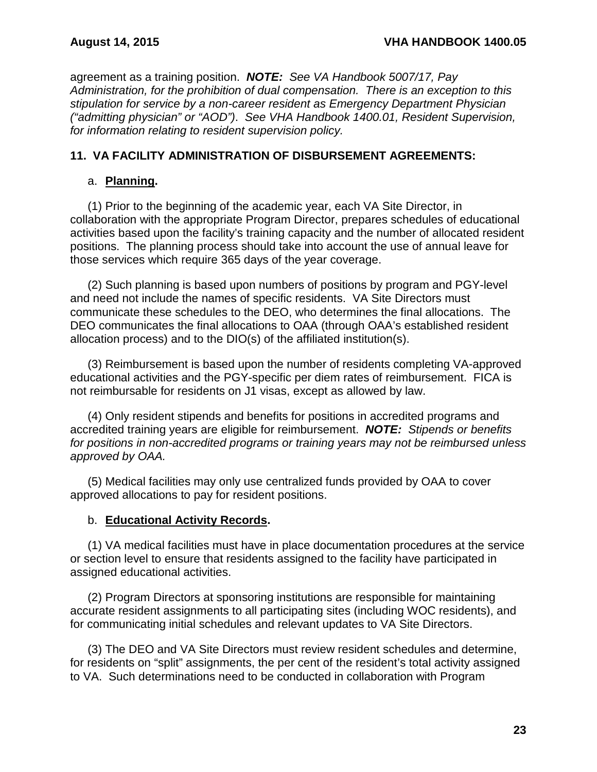agreement as a training position. ***NOTE:*** *See VA Handbook 5007/17, Pay Administration, for the prohibition of dual compensation. There is an exception to this stipulation for service by a non-career resident as Emergency Department Physician ("admitting physician" or "AOD"). See VHA Handbook 1400.01, Resident Supervision, for information relating to resident supervision policy.*

## 11. VA FACILITY ADMINISTRATION OF DISBURSEMENT AGREEMENTS:

a. **Planning.**

(1) Prior to the beginning of the academic year, each VA Site Director, in collaboration with the appropriate Program Director, prepares schedules of educational activities based upon the facility's training capacity and the number of allocated resident positions. The planning process should take into account the use of annual leave for those services which require 365 days of the year coverage.

(2) Such planning is based upon numbers of positions by program and PGY-level and need not include the names of specific residents. VA Site Directors must communicate these schedules to the DEO, who determines the final allocations. The DEO communicates the final allocations to OAA (through OAA's established resident allocation process) and to the DIO(s) of the affiliated institution(s).

(3) Reimbursement is based upon the number of residents completing VA-approved educational activities and the PGY-specific per diem rates of reimbursement. FICA is not reimbursable for residents on J1 visas, except as allowed by law.

(4) Only resident stipends and benefits for positions in accredited programs and accredited training years are eligible for reimbursement. ***NOTE:*** *Stipends or benefits for positions in non-accredited programs or training years may not be reimbursed unless approved by OAA.*

(5) Medical facilities may only use centralized funds provided by OAA to cover approved allocations to pay for resident positions.

b. **Educational Activity Records.**

(1) VA medical facilities must have in place documentation procedures at the service or section level to ensure that residents assigned to the facility have participated in assigned educational activities.

(2) Program Directors at sponsoring institutions are responsible for maintaining accurate resident assignments to all participating sites (including WOC residents), and for communicating initial schedules and relevant updates to VA Site Directors.

(3) The DEO and VA Site Directors must review resident schedules and determine, for residents on "split" assignments, the per cent of the resident's total activity assigned to VA. Such determinations need to be conducted in collaboration with Program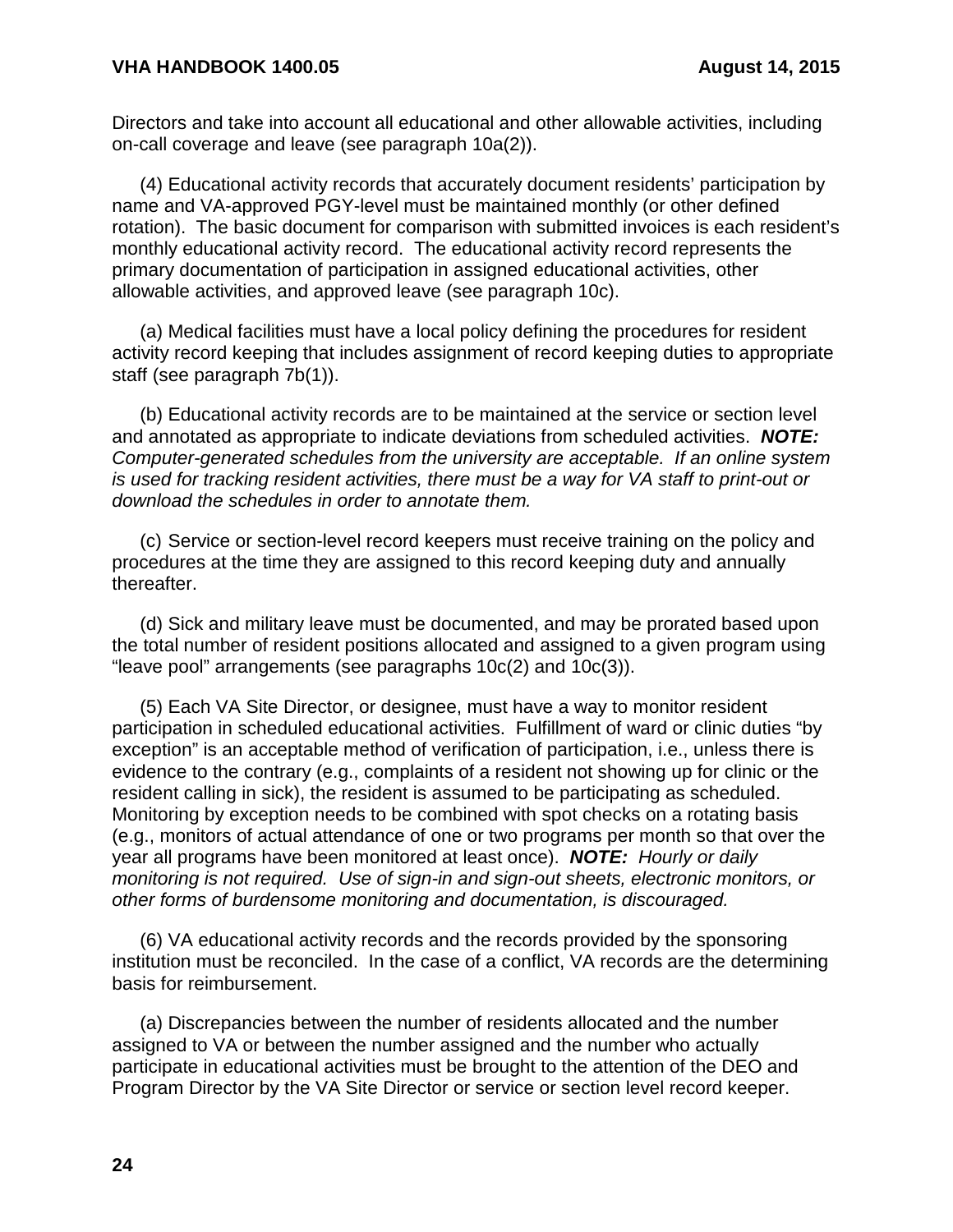Directors and take into account all educational and other allowable activities, including on-call coverage and leave (see paragraph 10a(2)).

(4) Educational activity records that accurately document residents' participation by name and VA-approved PGY-level must be maintained monthly (or other defined rotation). The basic document for comparison with submitted invoices is each resident's monthly educational activity record. The educational activity record represents the primary documentation of participation in assigned educational activities, other allowable activities, and approved leave (see paragraph 10c).

(a) Medical facilities must have a local policy defining the procedures for resident activity record keeping that includes assignment of record keeping duties to appropriate staff (see paragraph 7b(1)).

(b) Educational activity records are to be maintained at the service or section level and annotated as appropriate to indicate deviations from scheduled activities. ***NOTE:*** *Computer-generated schedules from the university are acceptable. If an online system is used for tracking resident activities, there must be a way for VA staff to print-out or download the schedules in order to annotate them.*

(c) Service or section-level record keepers must receive training on the policy and procedures at the time they are assigned to this record keeping duty and annually thereafter.

(d) Sick and military leave must be documented, and may be prorated based upon the total number of resident positions allocated and assigned to a given program using "leave pool" arrangements (see paragraphs 10c(2) and 10c(3)).

(5) Each VA Site Director, or designee, must have a way to monitor resident participation in scheduled educational activities. Fulfillment of ward or clinic duties "by exception" is an acceptable method of verification of participation, i.e., unless there is evidence to the contrary (e.g., complaints of a resident not showing up for clinic or the resident calling in sick), the resident is assumed to be participating as scheduled. Monitoring by exception needs to be combined with spot checks on a rotating basis (e.g., monitors of actual attendance of one or two programs per month so that over the year all programs have been monitored at least once). ***NOTE:*** *Hourly or daily monitoring is not required. Use of sign-in and sign-out sheets, electronic monitors, or other forms of burdensome monitoring and documentation, is discouraged.*

(6) VA educational activity records and the records provided by the sponsoring institution must be reconciled. In the case of a conflict, VA records are the determining basis for reimbursement.

(a) Discrepancies between the number of residents allocated and the number assigned to VA or between the number assigned and the number who actually participate in educational activities must be brought to the attention of the DEO and Program Director by the VA Site Director or service or section level record keeper.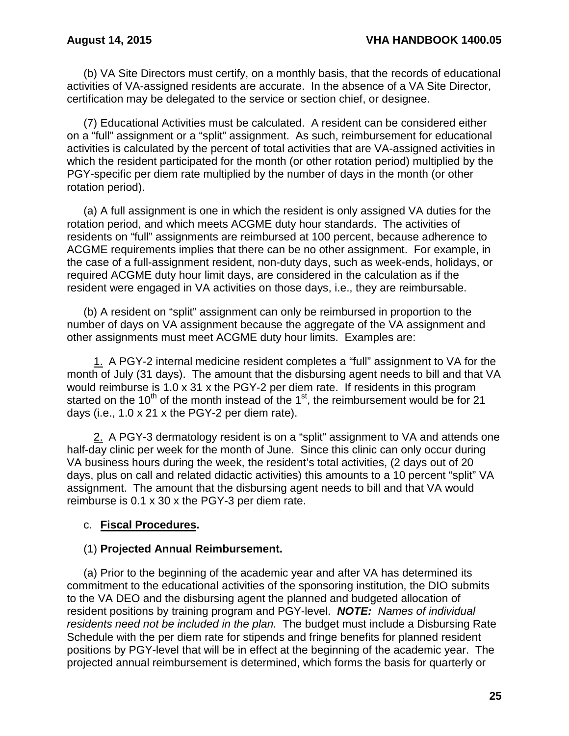(b) VA Site Directors must certify, on a monthly basis, that the records of educational activities of VA-assigned residents are accurate. In the absence of a VA Site Director, certification may be delegated to the service or section chief, or designee.

(7) Educational Activities must be calculated. A resident can be considered either on a “full” assignment or a “split” assignment. As such, reimbursement for educational activities is calculated by the percent of total activities that are VA-assigned activities in which the resident participated for the month (or other rotation period) multiplied by the PGY-specific per diem rate multiplied by the number of days in the month (or other rotation period).

(a) A full assignment is one in which the resident is only assigned VA duties for the rotation period, and which meets ACGME duty hour standards. The activities of residents on “full” assignments are reimbursed at 100 percent, because adherence to ACGME requirements implies that there can be no other assignment. For example, in the case of a full-assignment resident, non-duty days, such as week-ends, holidays, or required ACGME duty hour limit days, are considered in the calculation as if the resident were engaged in VA activities on those days, i.e., they are reimbursable.

(b) A resident on “split” assignment can only be reimbursed in proportion to the number of days on VA assignment because the aggregate of the VA assignment and other assignments must meet ACGME duty hour limits. Examples are:

1. A PGY-2 internal medicine resident completes a “full” assignment to VA for the month of July (31 days). The amount that the disbursing agent needs to bill and that VA would reimburse is 1.0 x 31 x the PGY-2 per diem rate. If residents in this program started on the 10th of the month instead of the 1st, the reimbursement would be for 21 days (i.e., 1.0 x 21 x the PGY-2 per diem rate).

2. A PGY-3 dermatology resident is on a “split” assignment to VA and attends one half-day clinic per week for the month of June. Since this clinic can only occur during VA business hours during the week, the resident’s total activities, (2 days out of 20 days, plus on call and related didactic activities) this amounts to a 10 percent “split” VA assignment. The amount that the disbursing agent needs to bill and that VA would reimburse is 0.1 x 30 x the PGY-3 per diem rate.

c. **Fiscal Procedures**.

(1) **Projected Annual Reimbursement.**

(a) Prior to the beginning of the academic year and after VA has determined its commitment to the educational activities of the sponsoring institution, the DIO submits to the VA DEO and the disbursing agent the planned and budgeted allocation of resident positions by training program and PGY-level. ***NOTE:*** *Names of individual residents need not be included in the plan.* The budget must include a Disbursing Rate Schedule with the per diem rate for stipends and fringe benefits for planned resident positions by PGY-level that will be in effect at the beginning of the academic year. The projected annual reimbursement is determined, which forms the basis for quarterly or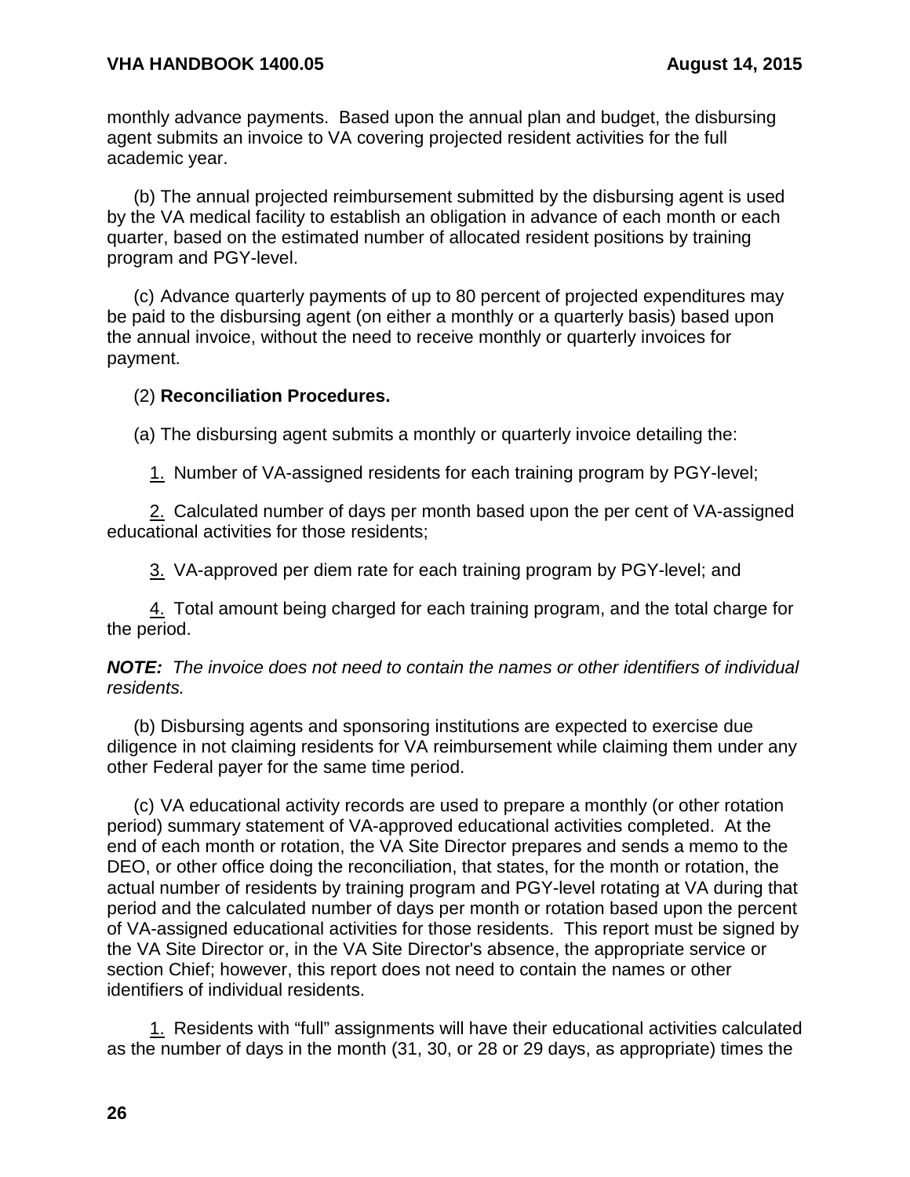monthly advance payments. Based upon the annual plan and budget, the disbursing agent submits an invoice to VA covering projected resident activities for the full academic year.

(b) The annual projected reimbursement submitted by the disbursing agent is used by the VA medical facility to establish an obligation in advance of each month or each quarter, based on the estimated number of allocated resident positions by training program and PGY-level.

(c) Advance quarterly payments of up to 80 percent of projected expenditures may be paid to the disbursing agent (on either a monthly or a quarterly basis) based upon the annual invoice, without the need to receive monthly or quarterly invoices for payment.

(2) **Reconciliation Procedures.**

(a) The disbursing agent submits a monthly or quarterly invoice detailing the:

1. Number of VA-assigned residents for each training program by PGY-level;

2. Calculated number of days per month based upon the per cent of VA-assigned educational activities for those residents;

3. VA-approved per diem rate for each training program by PGY-level; and

4. Total amount being charged for each training program, and the total charge for the period.

***NOTE:*** *The invoice does not need to contain the names or other identifiers of individual residents.*

(b) Disbursing agents and sponsoring institutions are expected to exercise due diligence in not claiming residents for VA reimbursement while claiming them under any other Federal payer for the same time period.

(c) VA educational activity records are used to prepare a monthly (or other rotation period) summary statement of VA-approved educational activities completed. At the end of each month or rotation, the VA Site Director prepares and sends a memo to the DEO, or other office doing the reconciliation, that states, for the month or rotation, the actual number of residents by training program and PGY-level rotating at VA during that period and the calculated number of days per month or rotation based upon the percent of VA-assigned educational activities for those residents. This report must be signed by the VA Site Director or, in the VA Site Director's absence, the appropriate service or section Chief; however, this report does not need to contain the names or other identifiers of individual residents.

1. Residents with "full" assignments will have their educational activities calculated as the number of days in the month (31, 30, or 28 or 29 days, as appropriate) times the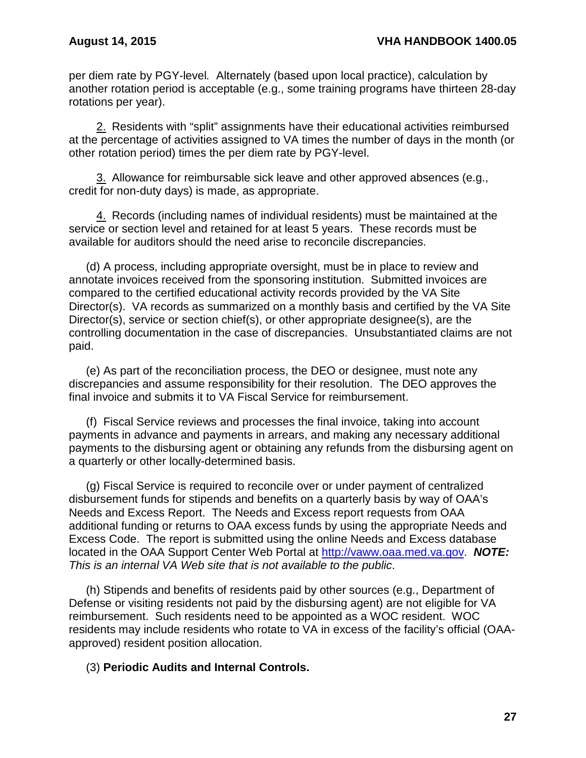per diem rate by PGY-level. Alternately (based upon local practice), calculation by another rotation period is acceptable (e.g., some training programs have thirteen 28-day rotations per year).

<u>2.</u> Residents with "split" assignments have their educational activities reimbursed at the percentage of activities assigned to VA times the number of days in the month (or other rotation period) times the per diem rate by PGY-level.

<u>3.</u> Allowance for reimbursable sick leave and other approved absences (e.g., credit for non-duty days) is made, as appropriate.

<u>4.</u> Records (including names of individual residents) must be maintained at the service or section level and retained for at least 5 years. These records must be available for auditors should the need arise to reconcile discrepancies.

(d) A process, including appropriate oversight, must be in place to review and annotate invoices received from the sponsoring institution. Submitted invoices are compared to the certified educational activity records provided by the VA Site Director(s). VA records as summarized on a monthly basis and certified by the VA Site Director(s), service or section chief(s), or other appropriate designee(s), are the controlling documentation in the case of discrepancies. Unsubstantiated claims are not paid.

(e) As part of the reconciliation process, the DEO or designee, must note any discrepancies and assume responsibility for their resolution. The DEO approves the final invoice and submits it to VA Fiscal Service for reimbursement.

(f) Fiscal Service reviews and processes the final invoice, taking into account payments in advance and payments in arrears, and making any necessary additional payments to the disbursing agent or obtaining any refunds from the disbursing agent on a quarterly or other locally-determined basis.

(g) Fiscal Service is required to reconcile over or under payment of centralized disbursement funds for stipends and benefits on a quarterly basis by way of OAA's Needs and Excess Report. The Needs and Excess report requests from OAA additional funding or returns to OAA excess funds by using the appropriate Needs and Excess Code. The report is submitted using the online Needs and Excess database located in the OAA Support Center Web Portal at http://vaww.oaa.med.va.gov. ***NOTE:*** *This is an internal VA Web site that is not available to the public*.

(h) Stipends and benefits of residents paid by other sources (e.g., Department of Defense or visiting residents not paid by the disbursing agent) are not eligible for VA reimbursement. Such residents need to be appointed as a WOC resident. WOC residents may include residents who rotate to VA in excess of the facility's official (OAA-approved) resident position allocation.

(3) **Periodic Audits and Internal Controls.**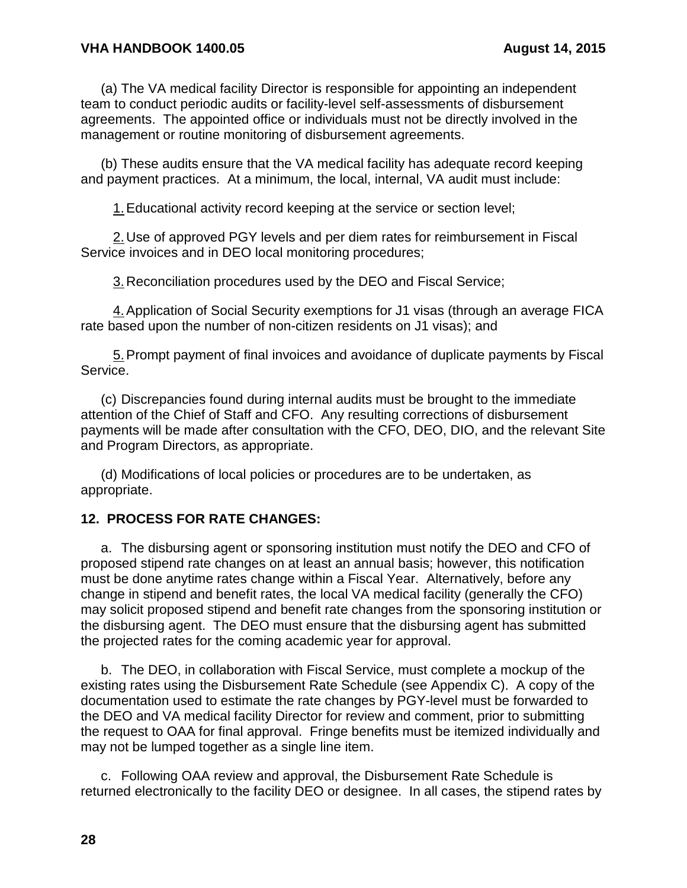(a) The VA medical facility Director is responsible for appointing an independent team to conduct periodic audits or facility-level self-assessments of disbursement agreements. The appointed office or individuals must not be directly involved in the management or routine monitoring of disbursement agreements.

(b) These audits ensure that the VA medical facility has adequate record keeping and payment practices. At a minimum, the local, internal, VA audit must include:

1. Educational activity record keeping at the service or section level;

2. Use of approved PGY levels and per diem rates for reimbursement in Fiscal Service invoices and in DEO local monitoring procedures;

3. Reconciliation procedures used by the DEO and Fiscal Service;

4. Application of Social Security exemptions for J1 visas (through an average FICA rate based upon the number of non-citizen residents on J1 visas); and

5. Prompt payment of final invoices and avoidance of duplicate payments by Fiscal Service.

(c) Discrepancies found during internal audits must be brought to the immediate attention of the Chief of Staff and CFO. Any resulting corrections of disbursement payments will be made after consultation with the CFO, DEO, DIO, and the relevant Site and Program Directors, as appropriate.

(d) Modifications of local policies or procedures are to be undertaken, as appropriate.

## 12. PROCESS FOR RATE CHANGES:

a. The disbursing agent or sponsoring institution must notify the DEO and CFO of proposed stipend rate changes on at least an annual basis; however, this notification must be done anytime rates change within a Fiscal Year. Alternatively, before any change in stipend and benefit rates, the local VA medical facility (generally the CFO) may solicit proposed stipend and benefit rate changes from the sponsoring institution or the disbursing agent. The DEO must ensure that the disbursing agent has submitted the projected rates for the coming academic year for approval.

b. The DEO, in collaboration with Fiscal Service, must complete a mockup of the existing rates using the Disbursement Rate Schedule (see Appendix C). A copy of the documentation used to estimate the rate changes by PGY-level must be forwarded to the DEO and VA medical facility Director for review and comment, prior to submitting the request to OAA for final approval. Fringe benefits must be itemized individually and may not be lumped together as a single line item.

c. Following OAA review and approval, the Disbursement Rate Schedule is returned electronically to the facility DEO or designee. In all cases, the stipend rates by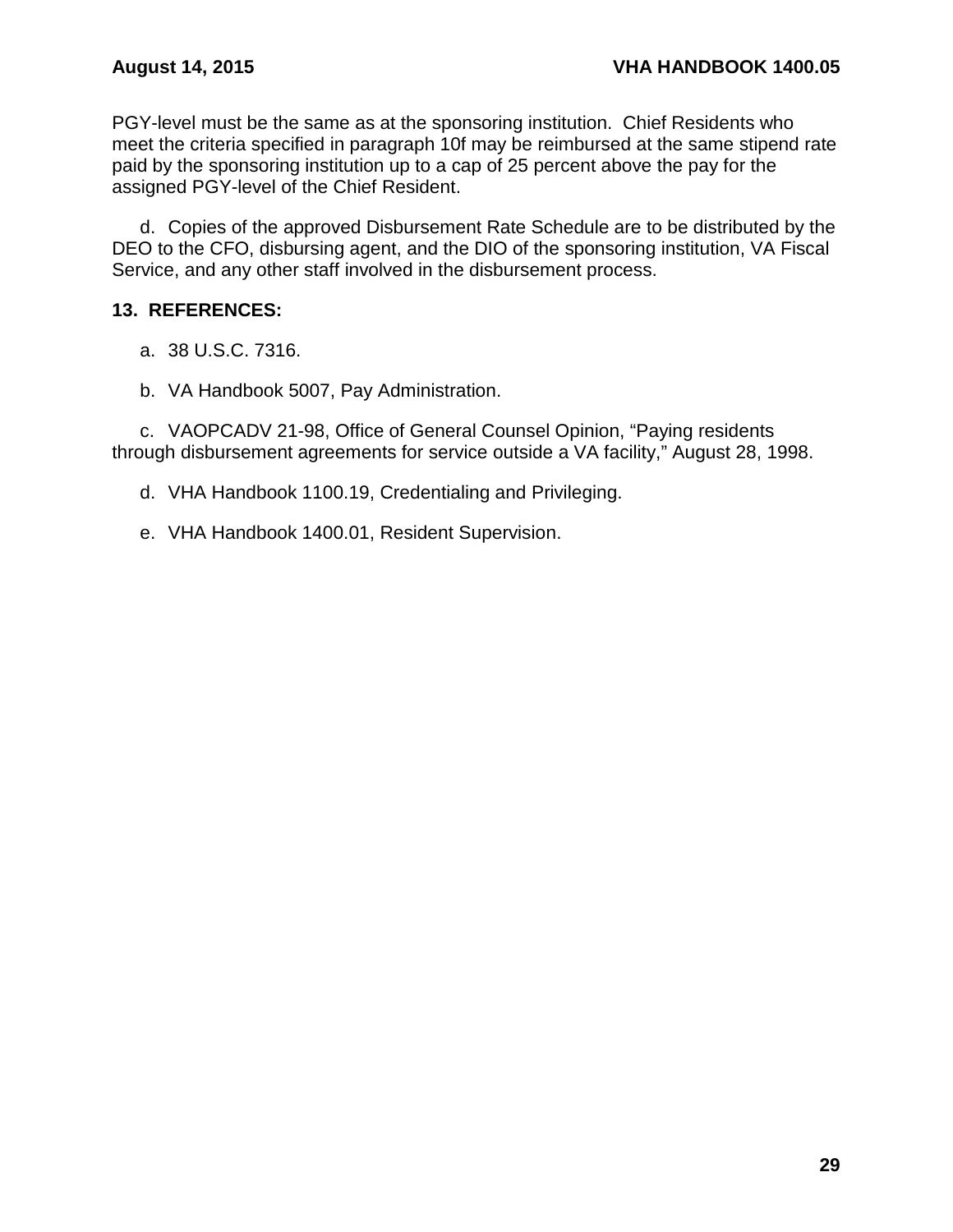PGY-level must be the same as at the sponsoring institution. Chief Residents who meet the criteria specified in paragraph 10f may be reimbursed at the same stipend rate paid by the sponsoring institution up to a cap of 25 percent above the pay for the assigned PGY-level of the Chief Resident.

d. Copies of the approved Disbursement Rate Schedule are to be distributed by the DEO to the CFO, disbursing agent, and the DIO of the sponsoring institution, VA Fiscal Service, and any other staff involved in the disbursement process.

**13. REFERENCES:**

a. 38 U.S.C. 7316.

b. VA Handbook 5007, Pay Administration.

c. VAOPCADV 21-98, Office of General Counsel Opinion, “Paying residents through disbursement agreements for service outside a VA facility,” August 28, 1998.

d. VHA Handbook 1100.19, Credentialing and Privileging.

e. VHA Handbook 1400.01, Resident Supervision.